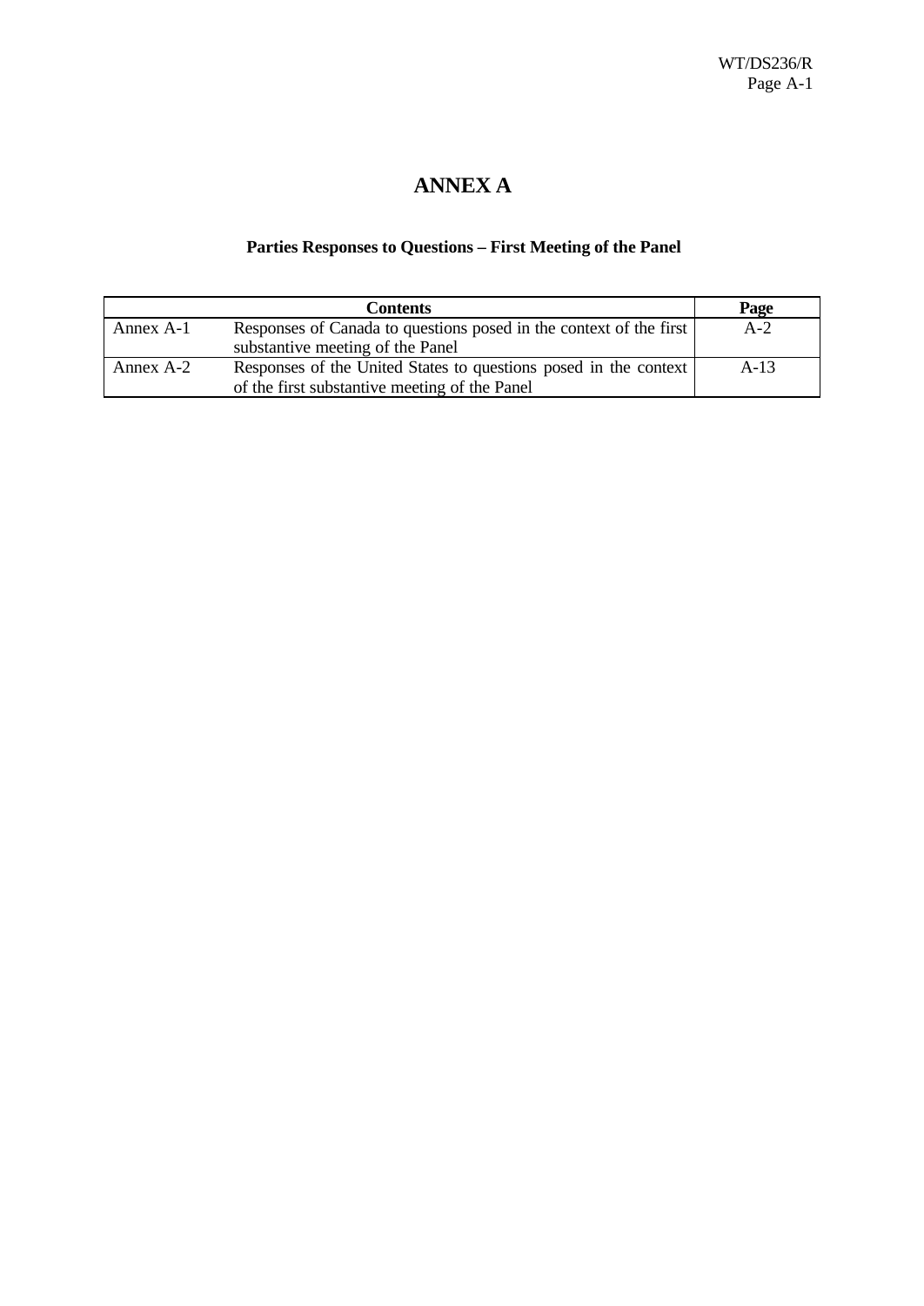# ANNEX A

## Parties Responses to Questions – First Meeting of the Panel

| Contents | | Page |
|---|---|---|
| Annex A-1 | Responses of Canada to questions posed in the context of the first substantive meeting of the Panel | A-2 |
| Annex A-2 | Responses of the United States to questions posed in the context of the first substantive meeting of the Panel | A-13 |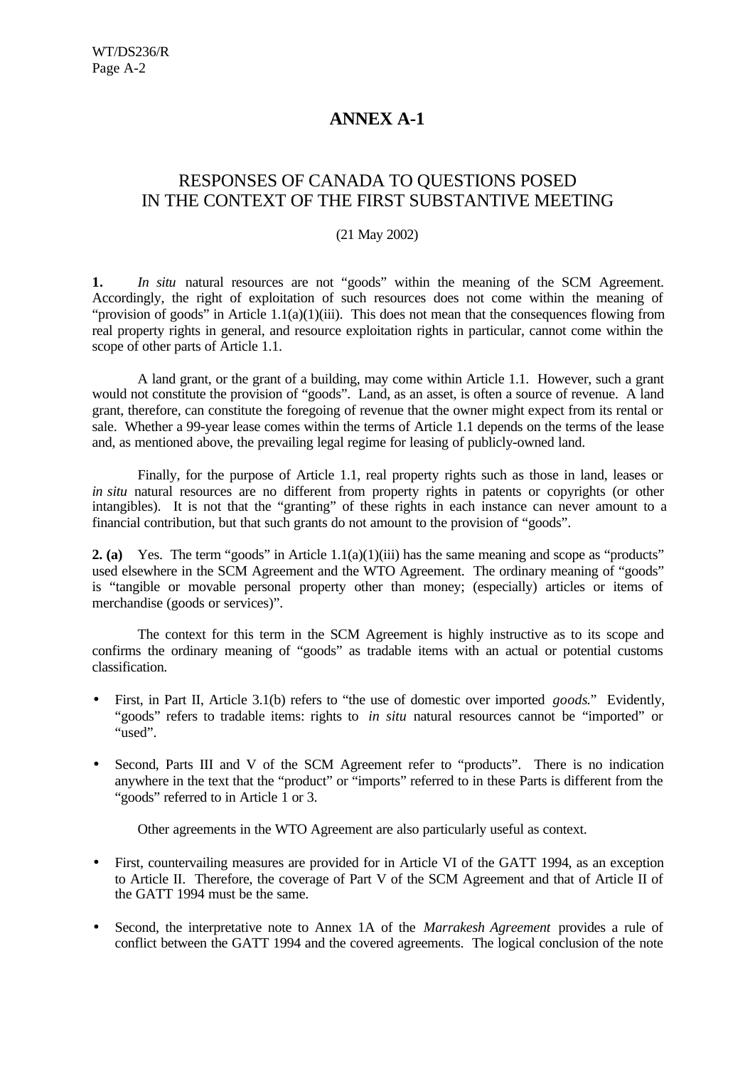# ANNEX A-1

## RESPONSES OF CANADA TO QUESTIONS POSED IN THE CONTEXT OF THE FIRST SUBSTANTIVE MEETING

(21 May 2002)

**1.** *In situ* natural resources are not "goods" within the meaning of the SCM Agreement. Accordingly, the right of exploitation of such resources does not come within the meaning of "provision of goods" in Article 1.1(a)(1)(iii). This does not mean that the consequences flowing from real property rights in general, and resource exploitation rights in particular, cannot come within the scope of other parts of Article 1.1.

A land grant, or the grant of a building, may come within Article 1.1. However, such a grant would not constitute the provision of "goods". Land, as an asset, is often a source of revenue. A land grant, therefore, can constitute the foregoing of revenue that the owner might expect from its rental or sale. Whether a 99-year lease comes within the terms of Article 1.1 depends on the terms of the lease and, as mentioned above, the prevailing legal regime for leasing of publicly-owned land.

Finally, for the purpose of Article 1.1, real property rights such as those in land, leases or *in situ* natural resources are no different from property rights in patents or copyrights (or other intangibles). It is not that the "granting" of these rights in each instance can never amount to a financial contribution, but that such grants do not amount to the provision of "goods".

**2. (a)** Yes. The term "goods" in Article 1.1(a)(1)(iii) has the same meaning and scope as "products" used elsewhere in the SCM Agreement and the WTO Agreement. The ordinary meaning of "goods" is "tangible or movable personal property other than money; (especially) articles or items of merchandise (goods or services)".

The context for this term in the SCM Agreement is highly instructive as to its scope and confirms the ordinary meaning of "goods" as tradable items with an actual or potential customs classification.

- First, in Part II, Article 3.1(b) refers to "the use of domestic over imported *goods*." Evidently, "goods" refers to tradable items: rights to *in situ* natural resources cannot be "imported" or "used".
- Second, Parts III and V of the SCM Agreement refer to "products". There is no indication anywhere in the text that the "product" or "imports" referred to in these Parts is different from the "goods" referred to in Article 1 or 3.

Other agreements in the WTO Agreement are also particularly useful as context.

- First, countervailing measures are provided for in Article VI of the GATT 1994, as an exception to Article II. Therefore, the coverage of Part V of the SCM Agreement and that of Article II of the GATT 1994 must be the same.
- Second, the interpretative note to Annex 1A of the *Marrakesh Agreement* provides a rule of conflict between the GATT 1994 and the covered agreements. The logical conclusion of the note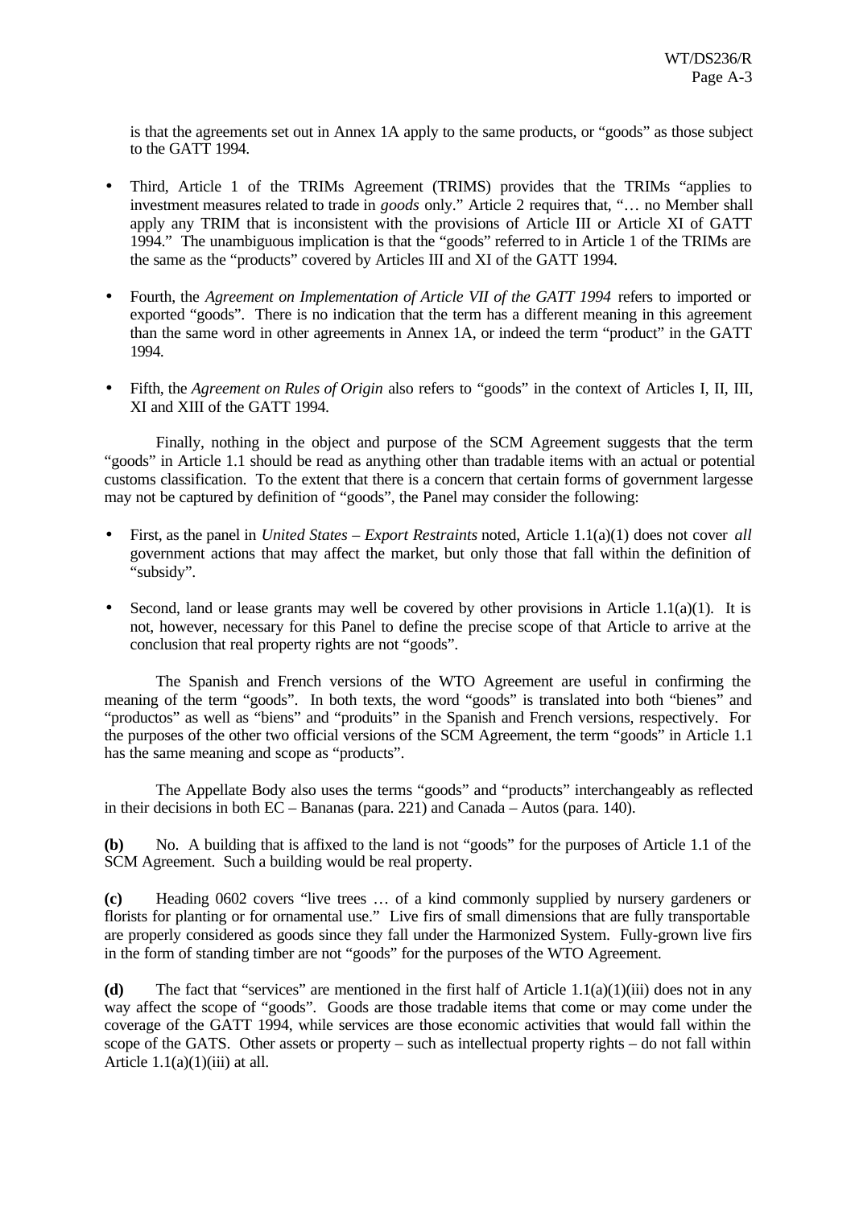is that the agreements set out in Annex 1A apply to the same products, or "goods" as those subject to the GATT 1994.

- Third, Article 1 of the TRIMs Agreement (TRIMS) provides that the TRIMs "applies to investment measures related to trade in *goods* only." Article 2 requires that, "… no Member shall apply any TRIM that is inconsistent with the provisions of Article III or Article XI of GATT 1994." The unambiguous implication is that the "goods" referred to in Article 1 of the TRIMs are the same as the "products" covered by Articles III and XI of the GATT 1994.

- Fourth, the *Agreement on Implementation of Article VII of the GATT 1994* refers to imported or exported "goods". There is no indication that the term has a different meaning in this agreement than the same word in other agreements in Annex 1A, or indeed the term "product" in the GATT 1994.

- Fifth, the *Agreement on Rules of Origin* also refers to "goods" in the context of Articles I, II, III, XI and XIII of the GATT 1994.

Finally, nothing in the object and purpose of the SCM Agreement suggests that the term "goods" in Article 1.1 should be read as anything other than tradable items with an actual or potential customs classification. To the extent that there is a concern that certain forms of government largesse may not be captured by definition of "goods", the Panel may consider the following:

- First, as the panel in *United States – Export Restraints* noted, Article 1.1(a)(1) does not cover *all* government actions that may affect the market, but only those that fall within the definition of "subsidy".

- Second, land or lease grants may well be covered by other provisions in Article 1.1(a)(1). It is not, however, necessary for this Panel to define the precise scope of that Article to arrive at the conclusion that real property rights are not "goods".

The Spanish and French versions of the WTO Agreement are useful in confirming the meaning of the term "goods". In both texts, the word "goods" is translated into both "bienes" and "productos" as well as "biens" and "produits" in the Spanish and French versions, respectively. For the purposes of the other two official versions of the SCM Agreement, the term "goods" in Article 1.1 has the same meaning and scope as "products".

The Appellate Body also uses the terms "goods" and "products" interchangeably as reflected in their decisions in both EC – Bananas (para. 221) and Canada – Autos (para. 140).

**(b)** No. A building that is affixed to the land is not "goods" for the purposes of Article 1.1 of the SCM Agreement. Such a building would be real property.

**(c)** Heading 0602 covers "live trees … of a kind commonly supplied by nursery gardeners or florists for planting or for ornamental use." Live firs of small dimensions that are fully transportable are properly considered as goods since they fall under the Harmonized System. Fully-grown live firs in the form of standing timber are not "goods" for the purposes of the WTO Agreement.

**(d)** The fact that "services" are mentioned in the first half of Article 1.1(a)(1)(iii) does not in any way affect the scope of "goods". Goods are those tradable items that come or may come under the coverage of the GATT 1994, while services are those economic activities that would fall within the scope of the GATS. Other assets or property – such as intellectual property rights – do not fall within Article 1.1(a)(1)(iii) at all.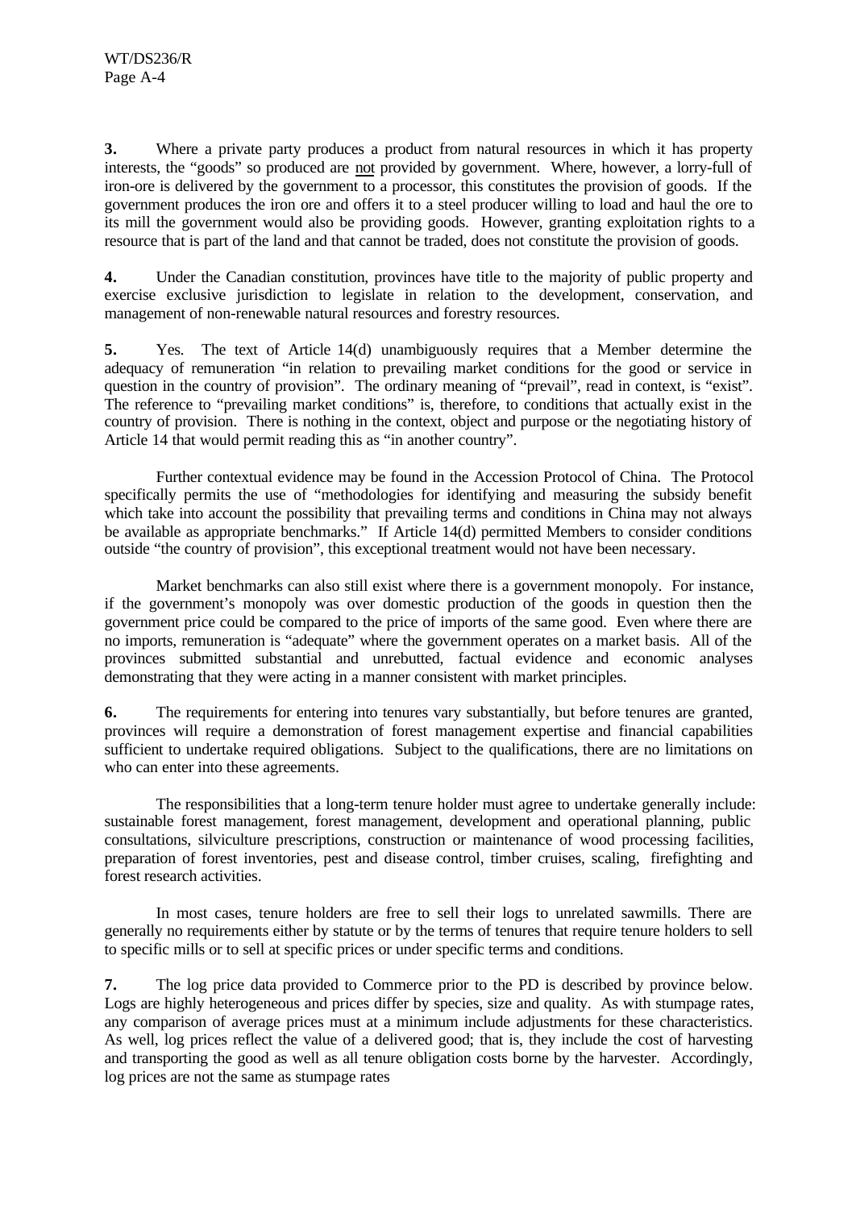**3.** Where a private party produces a product from natural resources in which it has property interests, the "goods" so produced are not provided by government. Where, however, a lorry-full of iron-ore is delivered by the government to a processor, this constitutes the provision of goods. If the government produces the iron ore and offers it to a steel producer willing to load and haul the ore to its mill the government would also be providing goods. However, granting exploitation rights to a resource that is part of the land and that cannot be traded, does not constitute the provision of goods.

**4.** Under the Canadian constitution, provinces have title to the majority of public property and exercise exclusive jurisdiction to legislate in relation to the development, conservation, and management of non-renewable natural resources and forestry resources.

**5.** Yes. The text of Article 14(d) unambiguously requires that a Member determine the adequacy of remuneration "in relation to prevailing market conditions for the good or service in question in the country of provision". The ordinary meaning of "prevail", read in context, is "exist". The reference to "prevailing market conditions" is, therefore, to conditions that actually exist in the country of provision. There is nothing in the context, object and purpose or the negotiating history of Article 14 that would permit reading this as "in another country".

Further contextual evidence may be found in the Accession Protocol of China. The Protocol specifically permits the use of "methodologies for identifying and measuring the subsidy benefit which take into account the possibility that prevailing terms and conditions in China may not always be available as appropriate benchmarks." If Article 14(d) permitted Members to consider conditions outside "the country of provision", this exceptional treatment would not have been necessary.

Market benchmarks can also still exist where there is a government monopoly. For instance, if the government's monopoly was over domestic production of the goods in question then the government price could be compared to the price of imports of the same good. Even where there are no imports, remuneration is "adequate" where the government operates on a market basis. All of the provinces submitted substantial and unrebutted, factual evidence and economic analyses demonstrating that they were acting in a manner consistent with market principles.

**6.** The requirements for entering into tenures vary substantially, but before tenures are granted, provinces will require a demonstration of forest management expertise and financial capabilities sufficient to undertake required obligations. Subject to the qualifications, there are no limitations on who can enter into these agreements.

The responsibilities that a long-term tenure holder must agree to undertake generally include: sustainable forest management, forest management, development and operational planning, public consultations, silviculture prescriptions, construction or maintenance of wood processing facilities, preparation of forest inventories, pest and disease control, timber cruises, scaling, firefighting and forest research activities.

In most cases, tenure holders are free to sell their logs to unrelated sawmills. There are generally no requirements either by statute or by the terms of tenures that require tenure holders to sell to specific mills or to sell at specific prices or under specific terms and conditions.

**7.** The log price data provided to Commerce prior to the PD is described by province below. Logs are highly heterogeneous and prices differ by species, size and quality. As with stumpage rates, any comparison of average prices must at a minimum include adjustments for these characteristics. As well, log prices reflect the value of a delivered good; that is, they include the cost of harvesting and transporting the good as well as all tenure obligation costs borne by the harvester. Accordingly, log prices are not the same as stumpage rates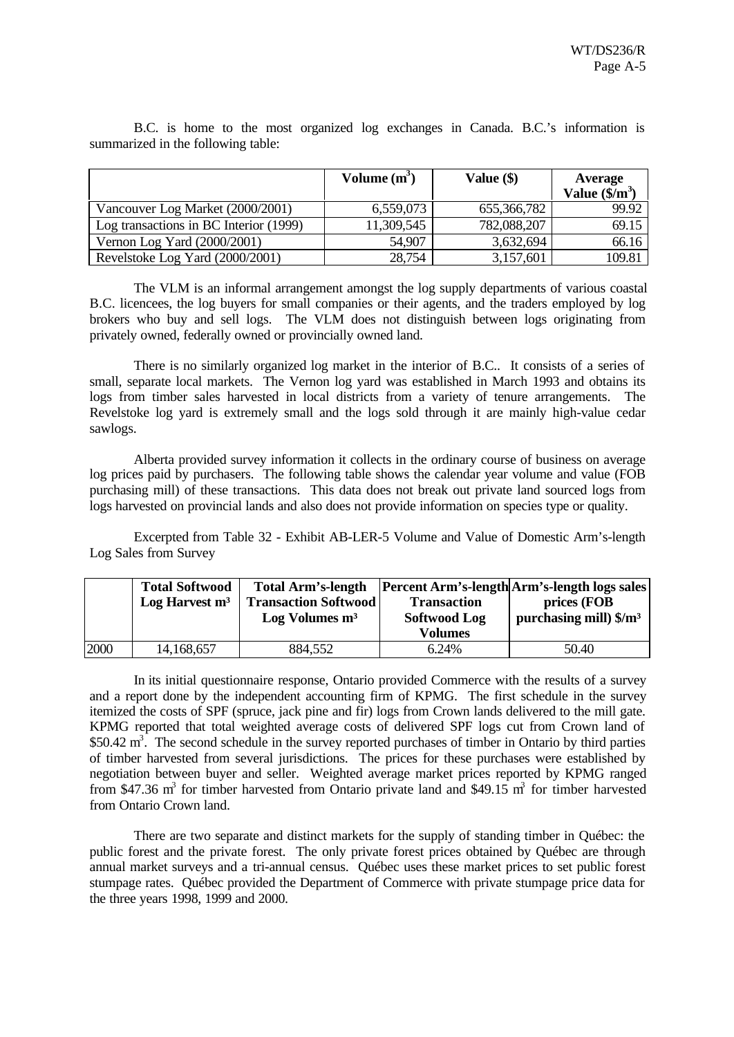B.C. is home to the most organized log exchanges in Canada. B.C.'s information is summarized in the following table:

| | Volume ($m^3$) | Value ($) | Average Value ($\$/m^3$) |
|---|---|---|---|
| Vancouver Log Market (2000/2001) | 6,559,073 | 655,366,782 | 99.92 |
| Log transactions in BC Interior (1999) | 11,309,545 | 782,088,207 | 69.15 |
| Vernon Log Yard (2000/2001) | 54,907 | 3,632,694 | 66.16 |
| Revelstoke Log Yard (2000/2001) | 28,754 | 3,157,601 | 109.81 |

The VLM is an informal arrangement amongst the log supply departments of various coastal B.C. licencees, the log buyers for small companies or their agents, and the traders employed by log brokers who buy and sell logs. The VLM does not distinguish between logs originating from privately owned, federally owned or provincially owned land.

There is no similarly organized log market in the interior of B.C.. It consists of a series of small, separate local markets. The Vernon log yard was established in March 1993 and obtains its logs from timber sales harvested in local districts from a variety of tenure arrangements. The Revelstoke log yard is extremely small and the logs sold through it are mainly high-value cedar sawlogs.

Alberta provided survey information it collects in the ordinary course of business on average log prices paid by purchasers. The following table shows the calendar year volume and value (FOB purchasing mill) of these transactions. This data does not break out private land sourced logs from logs harvested on provincial lands and also does not provide information on species type or quality.

Excerpted from Table 32 - Exhibit AB-LER-5 Volume and Value of Domestic Arm's-length Log Sales from Survey

| | Total Softwood Log Harvest $m^3$ | Total Arm's-length Transaction Softwood Log Volumes $m^3$ | Percent Arm's-length Transaction Softwood Log Volumes | Arm's-length logs sales prices (FOB purchasing mill) $\$/m^3$ |
|---|---|---|---|---|
| 2000 | 14,168,657 | 884,552 | 6.24% | 50.40 |

In its initial questionnaire response, Ontario provided Commerce with the results of a survey and a report done by the independent accounting firm of KPMG. The first schedule in the survey itemized the costs of SPF (spruce, jack pine and fir) logs from Crown lands delivered to the mill gate. KPMG reported that total weighted average costs of delivered SPF logs cut from Crown land of \$50.42 $m^3$. The second schedule in the survey reported purchases of timber in Ontario by third parties of timber harvested from several jurisdictions. The prices for these purchases were established by negotiation between buyer and seller. Weighted average market prices reported by KPMG ranged from \$47.36 $m^3$ for timber harvested from Ontario private land and \$49.15 $m^3$ for timber harvested from Ontario Crown land.

There are two separate and distinct markets for the supply of standing timber in Québec: the public forest and the private forest. The only private forest prices obtained by Québec are through annual market surveys and a tri-annual census. Québec uses these market prices to set public forest stumpage rates. Québec provided the Department of Commerce with private stumpage price data for the three years 1998, 1999 and 2000.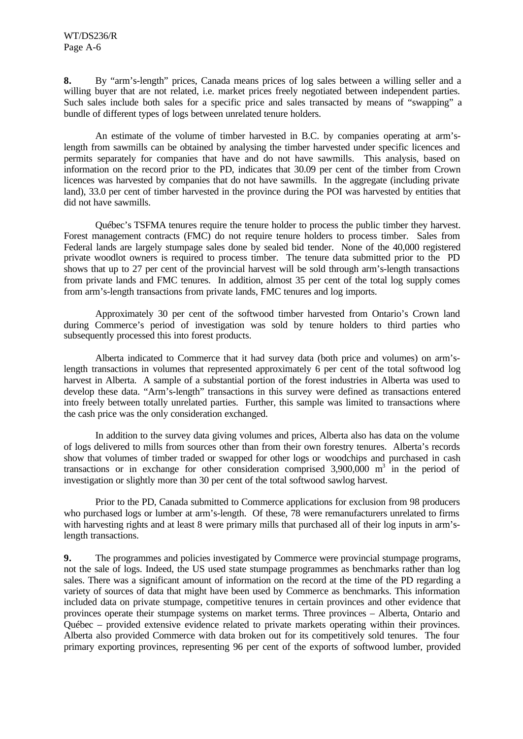**8.** By "arm's-length" prices, Canada means prices of log sales between a willing seller and a willing buyer that are not related, i.e. market prices freely negotiated between independent parties. Such sales include both sales for a specific price and sales transacted by means of "swapping" a bundle of different types of logs between unrelated tenure holders.

An estimate of the volume of timber harvested in B.C. by companies operating at arm's-length from sawmills can be obtained by analysing the timber harvested under specific licences and permits separately for companies that have and do not have sawmills. This analysis, based on information on the record prior to the PD, indicates that 30.09 per cent of the timber from Crown licences was harvested by companies that do not have sawmills. In the aggregate (including private land), 33.0 per cent of timber harvested in the province during the POI was harvested by entities that did not have sawmills.

Québec's TSFMA tenures require the tenure holder to process the public timber they harvest. Forest management contracts (FMC) do not require tenure holders to process timber. Sales from Federal lands are largely stumpage sales done by sealed bid tender. None of the 40,000 registered private woodlot owners is required to process timber. The tenure data submitted prior to the PD shows that up to 27 per cent of the provincial harvest will be sold through arm's-length transactions from private lands and FMC tenures. In addition, almost 35 per cent of the total log supply comes from arm's-length transactions from private lands, FMC tenures and log imports.

Approximately 30 per cent of the softwood timber harvested from Ontario's Crown land during Commerce's period of investigation was sold by tenure holders to third parties who subsequently processed this into forest products.

Alberta indicated to Commerce that it had survey data (both price and volumes) on arm's-length transactions in volumes that represented approximately 6 per cent of the total softwood log harvest in Alberta. A sample of a substantial portion of the forest industries in Alberta was used to develop these data. "Arm's-length" transactions in this survey were defined as transactions entered into freely between totally unrelated parties. Further, this sample was limited to transactions where the cash price was the only consideration exchanged.

In addition to the survey data giving volumes and prices, Alberta also has data on the volume of logs delivered to mills from sources other than from their own forestry tenures. Alberta's records show that volumes of timber traded or swapped for other logs or woodchips and purchased in cash transactions or in exchange for other consideration comprised 3,900,000 $m^3$ in the period of investigation or slightly more than 30 per cent of the total softwood sawlog harvest.

Prior to the PD, Canada submitted to Commerce applications for exclusion from 98 producers who purchased logs or lumber at arm's-length. Of these, 78 were remanufacturers unrelated to firms with harvesting rights and at least 8 were primary mills that purchased all of their log inputs in arm's-length transactions.

**9.** The programmes and policies investigated by Commerce were provincial stumpage programs, not the sale of logs. Indeed, the US used state stumpage programmes as benchmarks rather than log sales. There was a significant amount of information on the record at the time of the PD regarding a variety of sources of data that might have been used by Commerce as benchmarks. This information included data on private stumpage, competitive tenures in certain provinces and other evidence that provinces operate their stumpage systems on market terms. Three provinces – Alberta, Ontario and Québec – provided extensive evidence related to private markets operating within their provinces. Alberta also provided Commerce with data broken out for its competitively sold tenures. The four primary exporting provinces, representing 96 per cent of the exports of softwood lumber, provided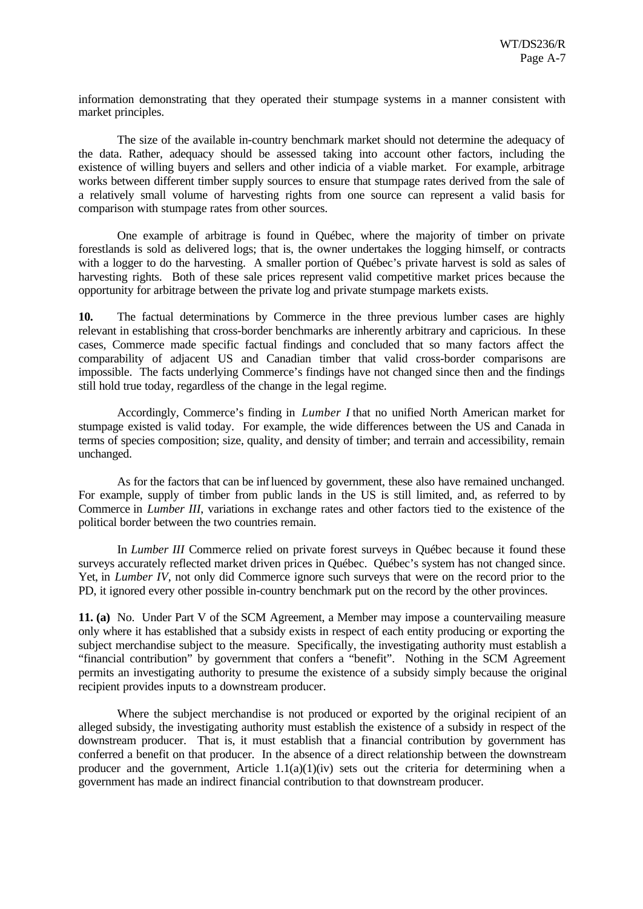information demonstrating that they operated their stumpage systems in a manner consistent with market principles.

The size of the available in-country benchmark market should not determine the adequacy of the data. Rather, adequacy should be assessed taking into account other factors, including the existence of willing buyers and sellers and other indicia of a viable market. For example, arbitrage works between different timber supply sources to ensure that stumpage rates derived from the sale of a relatively small volume of harvesting rights from one source can represent a valid basis for comparison with stumpage rates from other sources.

One example of arbitrage is found in Québec, where the majority of timber on private forestlands is sold as delivered logs; that is, the owner undertakes the logging himself, or contracts with a logger to do the harvesting. A smaller portion of Québec's private harvest is sold as sales of harvesting rights. Both of these sale prices represent valid competitive market prices because the opportunity for arbitrage between the private log and private stumpage markets exists.

**10.** The factual determinations by Commerce in the three previous lumber cases are highly relevant in establishing that cross-border benchmarks are inherently arbitrary and capricious. In these cases, Commerce made specific factual findings and concluded that so many factors affect the comparability of adjacent US and Canadian timber that valid cross-border comparisons are impossible. The facts underlying Commerce's findings have not changed since then and the findings still hold true today, regardless of the change in the legal regime.

Accordingly, Commerce's finding in *Lumber I* that no unified North American market for stumpage existed is valid today. For example, the wide differences between the US and Canada in terms of species composition; size, quality, and density of timber; and terrain and accessibility, remain unchanged.

As for the factors that can be influenced by government, these also have remained unchanged. For example, supply of timber from public lands in the US is still limited, and, as referred to by Commerce in *Lumber III*, variations in exchange rates and other factors tied to the existence of the political border between the two countries remain.

In *Lumber III* Commerce relied on private forest surveys in Québec because it found these surveys accurately reflected market driven prices in Québec. Québec's system has not changed since. Yet, in *Lumber IV*, not only did Commerce ignore such surveys that were on the record prior to the PD, it ignored every other possible in-country benchmark put on the record by the other provinces.

**11. (a)** No. Under Part V of the SCM Agreement, a Member may impose a countervailing measure only where it has established that a subsidy exists in respect of each entity producing or exporting the subject merchandise subject to the measure. Specifically, the investigating authority must establish a "financial contribution" by government that confers a "benefit". Nothing in the SCM Agreement permits an investigating authority to presume the existence of a subsidy simply because the original recipient provides inputs to a downstream producer.

Where the subject merchandise is not produced or exported by the original recipient of an alleged subsidy, the investigating authority must establish the existence of a subsidy in respect of the downstream producer. That is, it must establish that a financial contribution by government has conferred a benefit on that producer. In the absence of a direct relationship between the downstream producer and the government, Article 1.1(a)(1)(iv) sets out the criteria for determining when a government has made an indirect financial contribution to that downstream producer.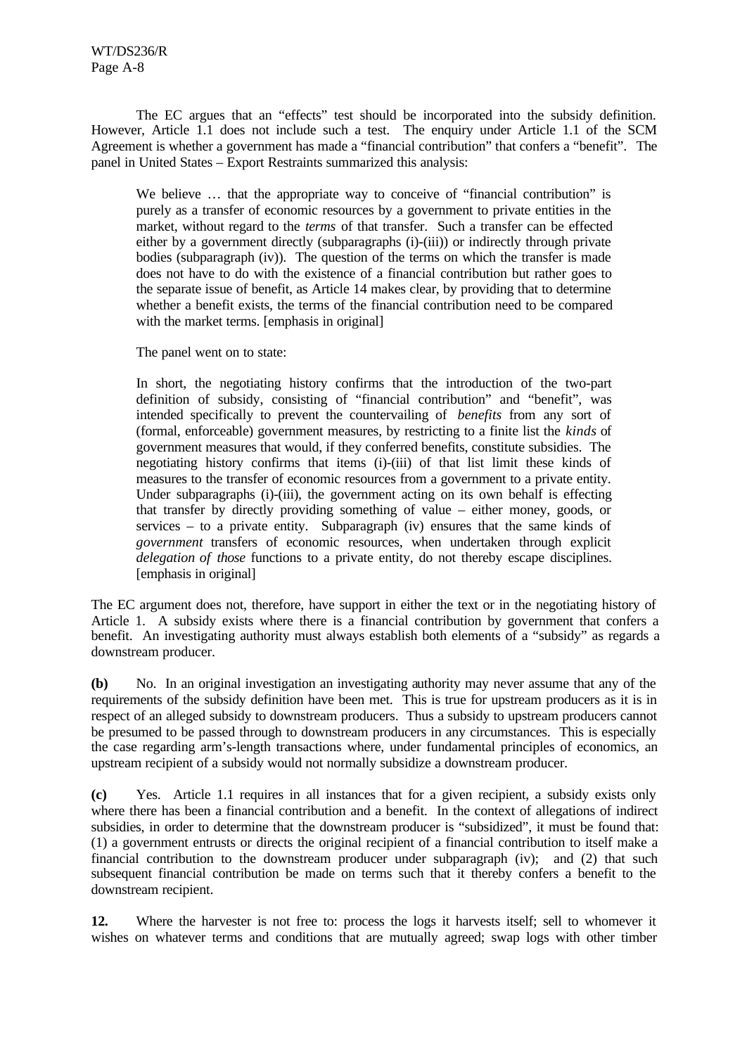The EC argues that an "effects" test should be incorporated into the subsidy definition. However, Article 1.1 does not include such a test. The enquiry under Article 1.1 of the SCM Agreement is whether a government has made a "financial contribution" that confers a "benefit". The panel in United States – Export Restraints summarized this analysis:

> We believe … that the appropriate way to conceive of "financial contribution" is purely as a transfer of economic resources by a government to private entities in the market, without regard to the *terms* of that transfer. Such a transfer can be effected either by a government directly (subparagraphs (i)-(iii)) or indirectly through private bodies (subparagraph (iv)). The question of the terms on which the transfer is made does not have to do with the existence of a financial contribution but rather goes to the separate issue of benefit, as Article 14 makes clear, by providing that to determine whether a benefit exists, the terms of the financial contribution need to be compared with the market terms. [emphasis in original]
>
> The panel went on to state:
>
> In short, the negotiating history confirms that the introduction of the two-part definition of subsidy, consisting of "financial contribution" and "benefit", was intended specifically to prevent the countervailing of *benefits* from any sort of (formal, enforceable) government measures, by restricting to a finite list the *kinds* of government measures that would, if they conferred benefits, constitute subsidies. The negotiating history confirms that items (i)-(iii) of that list limit these kinds of measures to the transfer of economic resources from a government to a private entity. Under subparagraphs (i)-(iii), the government acting on its own behalf is effecting that transfer by directly providing something of value – either money, goods, or services – to a private entity. Subparagraph (iv) ensures that the same kinds of *government* transfers of economic resources, when undertaken through explicit *delegation of those* functions to a private entity, do not thereby escape disciplines. [emphasis in original]

The EC argument does not, therefore, have support in either the text or in the negotiating history of Article 1. A subsidy exists where there is a financial contribution by government that confers a benefit. An investigating authority must always establish both elements of a "subsidy" as regards a downstream producer.

**(b)** No. In an original investigation an investigating authority may never assume that any of the requirements of the subsidy definition have been met. This is true for upstream producers as it is in respect of an alleged subsidy to downstream producers. Thus a subsidy to upstream producers cannot be presumed to be passed through to downstream producers in any circumstances. This is especially the case regarding arm's-length transactions where, under fundamental principles of economics, an upstream recipient of a subsidy would not normally subsidize a downstream producer.

**(c)** Yes. Article 1.1 requires in all instances that for a given recipient, a subsidy exists only where there has been a financial contribution and a benefit. In the context of allegations of indirect subsidies, in order to determine that the downstream producer is "subsidized", it must be found that: (1) a government entrusts or directs the original recipient of a financial contribution to itself make a financial contribution to the downstream producer under subparagraph (iv); and (2) that such subsequent financial contribution be made on terms such that it thereby confers a benefit to the downstream recipient.

**12.** Where the harvester is not free to: process the logs it harvests itself; sell to whomever it wishes on whatever terms and conditions that are mutually agreed; swap logs with other timber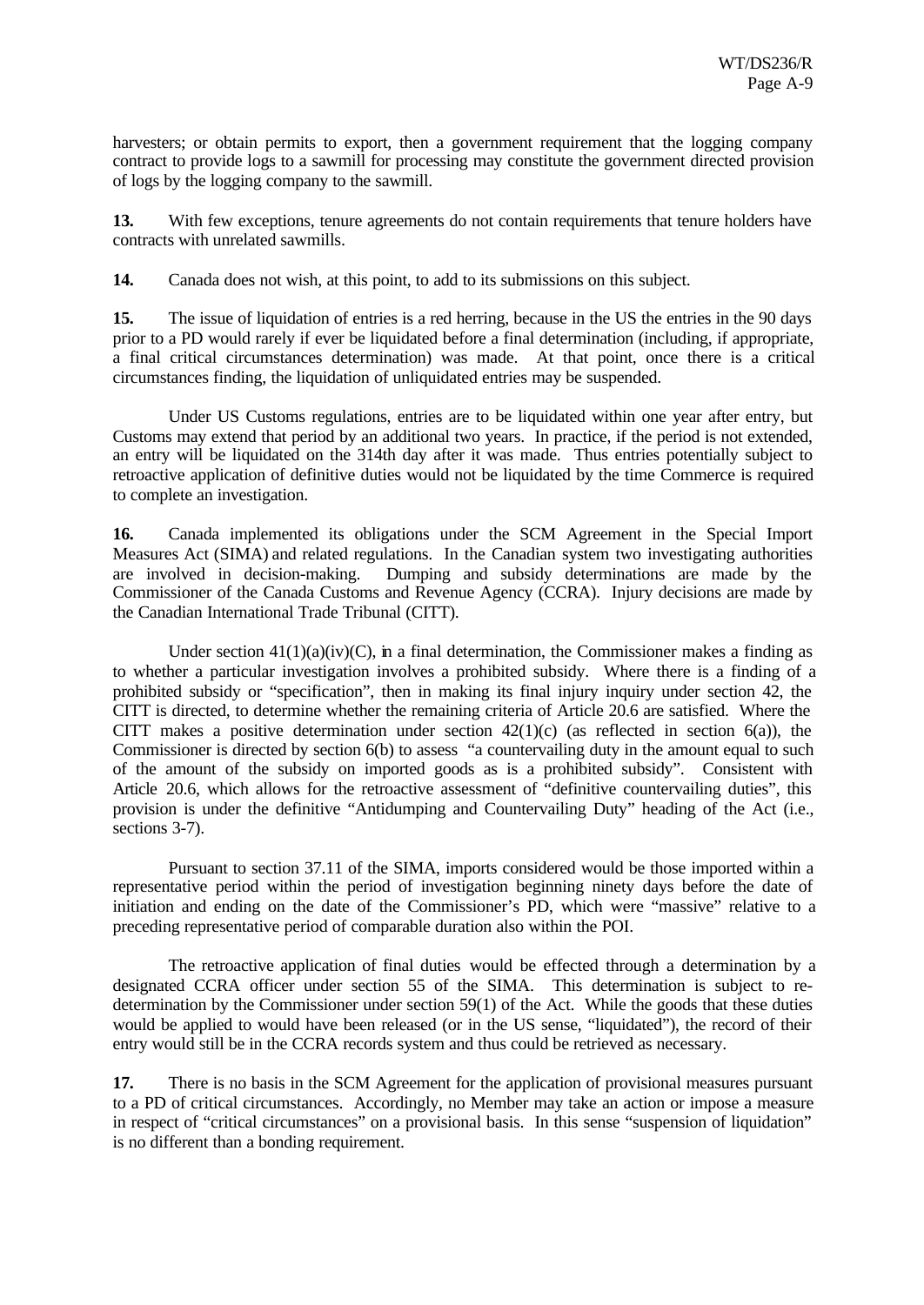harvesters; or obtain permits to export, then a government requirement that the logging company contract to provide logs to a sawmill for processing may constitute the government directed provision of logs by the logging company to the sawmill.

**13.** With few exceptions, tenure agreements do not contain requirements that tenure holders have contracts with unrelated sawmills.

**14.** Canada does not wish, at this point, to add to its submissions on this subject.

**15.** The issue of liquidation of entries is a red herring, because in the US the entries in the 90 days prior to a PD would rarely if ever be liquidated before a final determination (including, if appropriate, a final critical circumstances determination) was made. At that point, once there is a critical circumstances finding, the liquidation of unliquidated entries may be suspended.

Under US Customs regulations, entries are to be liquidated within one year after entry, but Customs may extend that period by an additional two years. In practice, if the period is not extended, an entry will be liquidated on the 314th day after it was made. Thus entries potentially subject to retroactive application of definitive duties would not be liquidated by the time Commerce is required to complete an investigation.

**16.** Canada implemented its obligations under the SCM Agreement in the Special Import Measures Act (SIMA) and related regulations. In the Canadian system two investigating authorities are involved in decision-making. Dumping and subsidy determinations are made by the Commissioner of the Canada Customs and Revenue Agency (CCRA). Injury decisions are made by the Canadian International Trade Tribunal (CITT).

Under section 41(1)(a)(iv)(C), in a final determination, the Commissioner makes a finding as to whether a particular investigation involves a prohibited subsidy. Where there is a finding of a prohibited subsidy or "specification", then in making its final injury inquiry under section 42, the CITT is directed, to determine whether the remaining criteria of Article 20.6 are satisfied. Where the CITT makes a positive determination under section 42(1)(c) (as reflected in section 6(a)), the Commissioner is directed by section 6(b) to assess "a countervailing duty in the amount equal to such of the amount of the subsidy on imported goods as is a prohibited subsidy". Consistent with Article 20.6, which allows for the retroactive assessment of "definitive countervailing duties", this provision is under the definitive "Antidumping and Countervailing Duty" heading of the Act (i.e., sections 3-7).

Pursuant to section 37.11 of the SIMA, imports considered would be those imported within a representative period within the period of investigation beginning ninety days before the date of initiation and ending on the date of the Commissioner's PD, which were "massive" relative to a preceding representative period of comparable duration also within the POI.

The retroactive application of final duties would be effected through a determination by a designated CCRA officer under section 55 of the SIMA. This determination is subject to re-determination by the Commissioner under section 59(1) of the Act. While the goods that these duties would be applied to would have been released (or in the US sense, "liquidated"), the record of their entry would still be in the CCRA records system and thus could be retrieved as necessary.

**17.** There is no basis in the SCM Agreement for the application of provisional measures pursuant to a PD of critical circumstances. Accordingly, no Member may take an action or impose a measure in respect of "critical circumstances" on a provisional basis. In this sense "suspension of liquidation" is no different than a bonding requirement.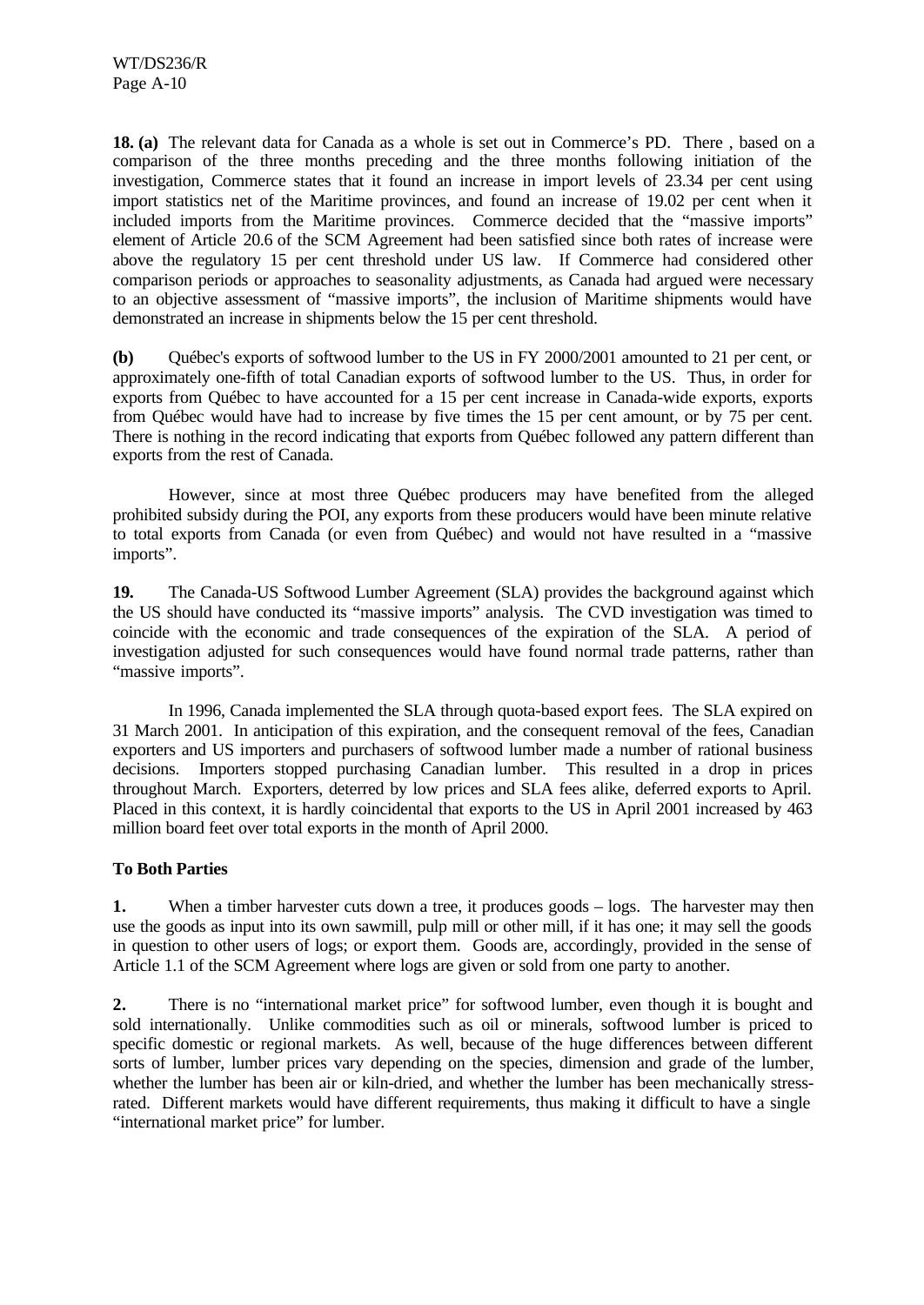**18. (a)** The relevant data for Canada as a whole is set out in Commerce's PD. There , based on a comparison of the three months preceding and the three months following initiation of the investigation, Commerce states that it found an increase in import levels of 23.34 per cent using import statistics net of the Maritime provinces, and found an increase of 19.02 per cent when it included imports from the Maritime provinces. Commerce decided that the "massive imports" element of Article 20.6 of the SCM Agreement had been satisfied since both rates of increase were above the regulatory 15 per cent threshold under US law. If Commerce had considered other comparison periods or approaches to seasonality adjustments, as Canada had argued were necessary to an objective assessment of "massive imports", the inclusion of Maritime shipments would have demonstrated an increase in shipments below the 15 per cent threshold.

**(b)** Québec's exports of softwood lumber to the US in FY 2000/2001 amounted to 21 per cent, or approximately one-fifth of total Canadian exports of softwood lumber to the US. Thus, in order for exports from Québec to have accounted for a 15 per cent increase in Canada-wide exports, exports from Québec would have had to increase by five times the 15 per cent amount, or by 75 per cent. There is nothing in the record indicating that exports from Québec followed any pattern different than exports from the rest of Canada.

However, since at most three Québec producers may have benefited from the alleged prohibited subsidy during the POI, any exports from these producers would have been minute relative to total exports from Canada (or even from Québec) and would not have resulted in a "massive imports".

**19.** The Canada-US Softwood Lumber Agreement (SLA) provides the background against which the US should have conducted its "massive imports" analysis. The CVD investigation was timed to coincide with the economic and trade consequences of the expiration of the SLA. A period of investigation adjusted for such consequences would have found normal trade patterns, rather than "massive imports".

In 1996, Canada implemented the SLA through quota-based export fees. The SLA expired on 31 March 2001. In anticipation of this expiration, and the consequent removal of the fees, Canadian exporters and US importers and purchasers of softwood lumber made a number of rational business decisions. Importers stopped purchasing Canadian lumber. This resulted in a drop in prices throughout March. Exporters, deterred by low prices and SLA fees alike, deferred exports to April. Placed in this context, it is hardly coincidental that exports to the US in April 2001 increased by 463 million board feet over total exports in the month of April 2000.

**To Both Parties**

**1.** When a timber harvester cuts down a tree, it produces goods – logs. The harvester may then use the goods as input into its own sawmill, pulp mill or other mill, if it has one; it may sell the goods in question to other users of logs; or export them. Goods are, accordingly, provided in the sense of Article 1.1 of the SCM Agreement where logs are given or sold from one party to another.

**2.** There is no "international market price" for softwood lumber, even though it is bought and sold internationally. Unlike commodities such as oil or minerals, softwood lumber is priced to specific domestic or regional markets. As well, because of the huge differences between different sorts of lumber, lumber prices vary depending on the species, dimension and grade of the lumber, whether the lumber has been air or kiln-dried, and whether the lumber has been mechanically stress-rated. Different markets would have different requirements, thus making it difficult to have a single "international market price" for lumber.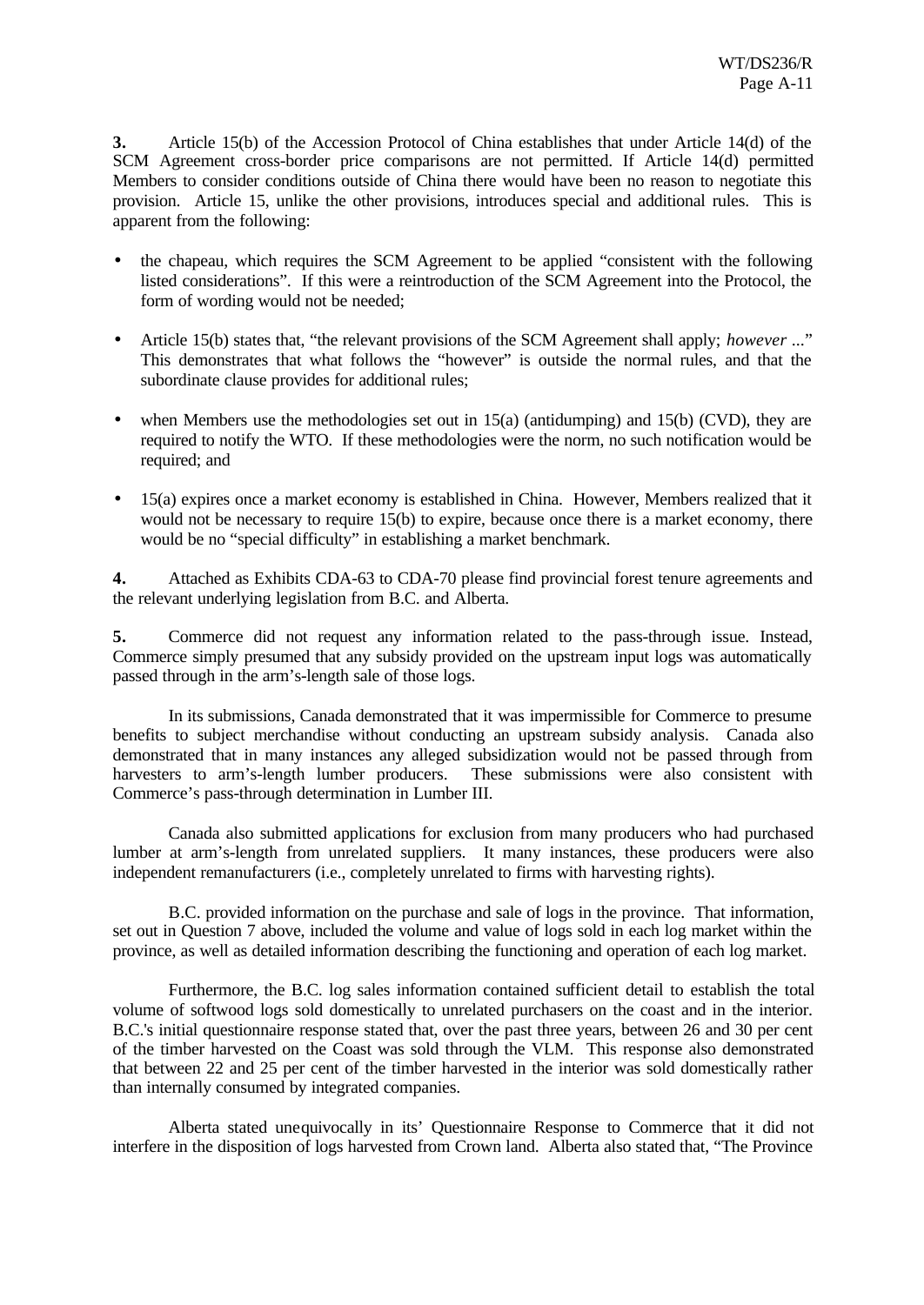**3.** Article 15(b) of the Accession Protocol of China establishes that under Article 14(d) of the SCM Agreement cross-border price comparisons are not permitted. If Article 14(d) permitted Members to consider conditions outside of China there would have been no reason to negotiate this provision. Article 15, unlike the other provisions, introduces special and additional rules. This is apparent from the following:

- the chapeau, which requires the SCM Agreement to be applied "consistent with the following listed considerations". If this were a reintroduction of the SCM Agreement into the Protocol, the form of wording would not be needed;

- Article 15(b) states that, "the relevant provisions of the SCM Agreement shall apply; *however* ..." This demonstrates that what follows the "however" is outside the normal rules, and that the subordinate clause provides for additional rules;

- when Members use the methodologies set out in 15(a) (antidumping) and 15(b) (CVD), they are required to notify the WTO. If these methodologies were the norm, no such notification would be required; and

- 15(a) expires once a market economy is established in China. However, Members realized that it would not be necessary to require 15(b) to expire, because once there is a market economy, there would be no "special difficulty" in establishing a market benchmark.

**4.** Attached as Exhibits CDA-63 to CDA-70 please find provincial forest tenure agreements and the relevant underlying legislation from B.C. and Alberta.

**5.** Commerce did not request any information related to the pass-through issue. Instead, Commerce simply presumed that any subsidy provided on the upstream input logs was automatically passed through in the arm's-length sale of those logs.

In its submissions, Canada demonstrated that it was impermissible for Commerce to presume benefits to subject merchandise without conducting an upstream subsidy analysis. Canada also demonstrated that in many instances any alleged subsidization would not be passed through from harvesters to arm's-length lumber producers. These submissions were also consistent with Commerce's pass-through determination in Lumber III.

Canada also submitted applications for exclusion from many producers who had purchased lumber at arm's-length from unrelated suppliers. It many instances, these producers were also independent remanufacturers (i.e., completely unrelated to firms with harvesting rights).

B.C. provided information on the purchase and sale of logs in the province. That information, set out in Question 7 above, included the volume and value of logs sold in each log market within the province, as well as detailed information describing the functioning and operation of each log market.

Furthermore, the B.C. log sales information contained sufficient detail to establish the total volume of softwood logs sold domestically to unrelated purchasers on the coast and in the interior. B.C.'s initial questionnaire response stated that, over the past three years, between 26 and 30 per cent of the timber harvested on the Coast was sold through the VLM. This response also demonstrated that between 22 and 25 per cent of the timber harvested in the interior was sold domestically rather than internally consumed by integrated companies.

Alberta stated unequivocally in its' Questionnaire Response to Commerce that it did not interfere in the disposition of logs harvested from Crown land. Alberta also stated that, "The Province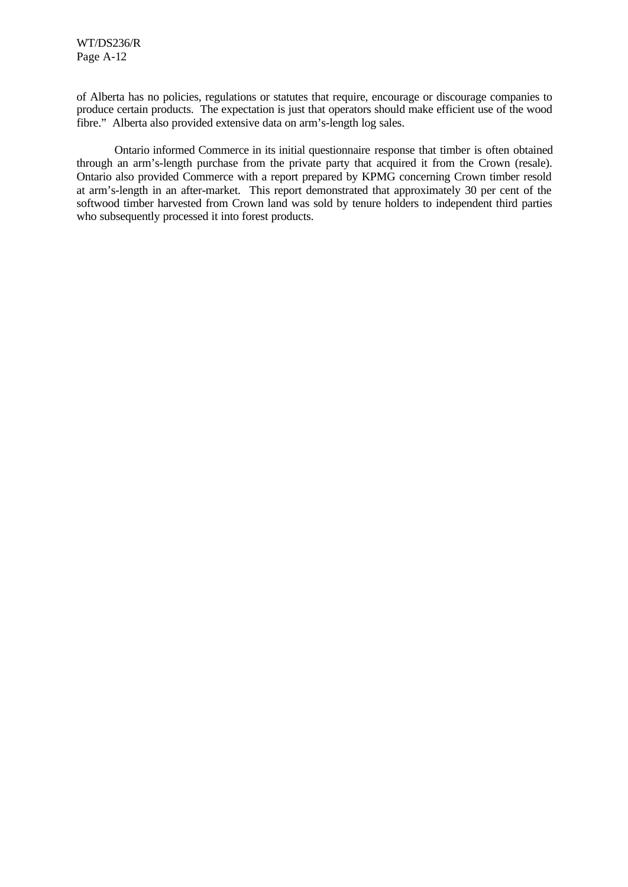of Alberta has no policies, regulations or statutes that require, encourage or discourage companies to produce certain products. The expectation is just that operators should make efficient use of the wood fibre." Alberta also provided extensive data on arm's-length log sales.

Ontario informed Commerce in its initial questionnaire response that timber is often obtained through an arm's-length purchase from the private party that acquired it from the Crown (resale). Ontario also provided Commerce with a report prepared by KPMG concerning Crown timber resold at arm's-length in an after-market. This report demonstrated that approximately 30 per cent of the softwood timber harvested from Crown land was sold by tenure holders to independent third parties who subsequently processed it into forest products.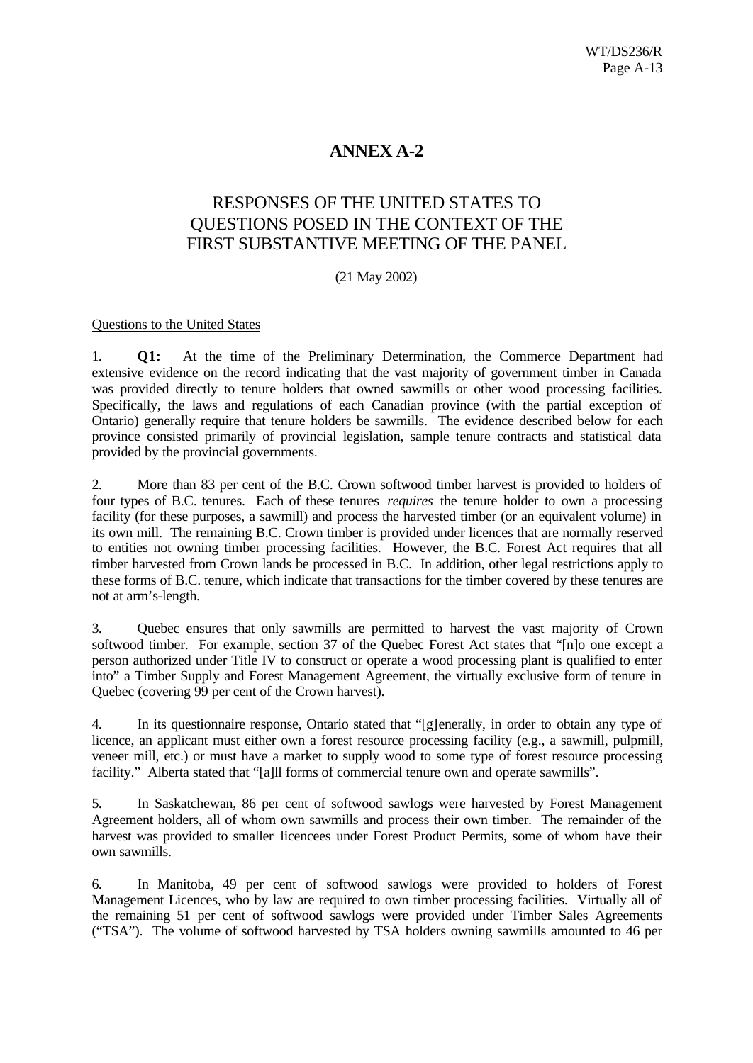# ANNEX A-2

## RESPONSES OF THE UNITED STATES TO QUESTIONS POSED IN THE CONTEXT OF THE FIRST SUBSTANTIVE MEETING OF THE PANEL

(21 May 2002)

Questions to the United States

1. **Q1:** At the time of the Preliminary Determination, the Commerce Department had extensive evidence on the record indicating that the vast majority of government timber in Canada was provided directly to tenure holders that owned sawmills or other wood processing facilities. Specifically, the laws and regulations of each Canadian province (with the partial exception of Ontario) generally require that tenure holders be sawmills. The evidence described below for each province consisted primarily of provincial legislation, sample tenure contracts and statistical data provided by the provincial governments.

2. More than 83 per cent of the B.C. Crown softwood timber harvest is provided to holders of four types of B.C. tenures. Each of these tenures *requires* the tenure holder to own a processing facility (for these purposes, a sawmill) and process the harvested timber (or an equivalent volume) in its own mill. The remaining B.C. Crown timber is provided under licences that are normally reserved to entities not owning timber processing facilities. However, the B.C. Forest Act requires that all timber harvested from Crown lands be processed in B.C. In addition, other legal restrictions apply to these forms of B.C. tenure, which indicate that transactions for the timber covered by these tenures are not at arm's-length.

3. Quebec ensures that only sawmills are permitted to harvest the vast majority of Crown softwood timber. For example, section 37 of the Quebec Forest Act states that "[n]o one except a person authorized under Title IV to construct or operate a wood processing plant is qualified to enter into" a Timber Supply and Forest Management Agreement, the virtually exclusive form of tenure in Quebec (covering 99 per cent of the Crown harvest).

4. In its questionnaire response, Ontario stated that "[g]enerally, in order to obtain any type of licence, an applicant must either own a forest resource processing facility (e.g., a sawmill, pulpmill, veneer mill, etc.) or must have a market to supply wood to some type of forest resource processing facility." Alberta stated that "[a]ll forms of commercial tenure own and operate sawmills".

5. In Saskatchewan, 86 per cent of softwood sawlogs were harvested by Forest Management Agreement holders, all of whom own sawmills and process their own timber. The remainder of the harvest was provided to smaller licencees under Forest Product Permits, some of whom have their own sawmills.

6. In Manitoba, 49 per cent of softwood sawlogs were provided to holders of Forest Management Licences, who by law are required to own timber processing facilities. Virtually all of the remaining 51 per cent of softwood sawlogs were provided under Timber Sales Agreements ("TSA"). The volume of softwood harvested by TSA holders owning sawmills amounted to 46 per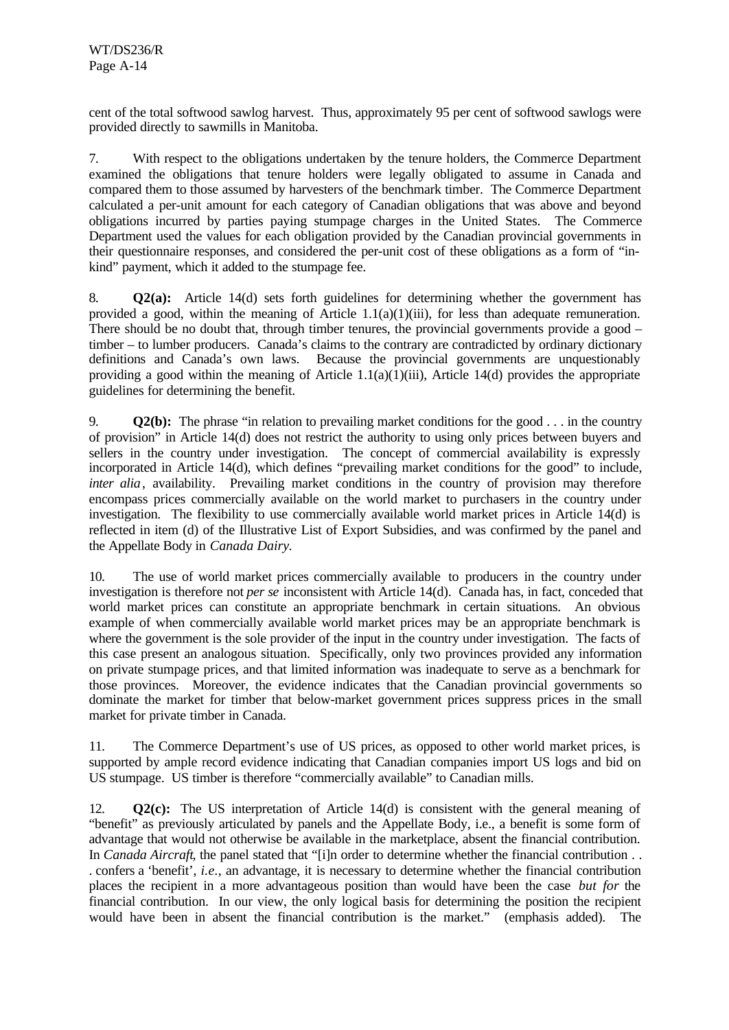cent of the total softwood sawlog harvest. Thus, approximately 95 per cent of softwood sawlogs were provided directly to sawmills in Manitoba.

7. With respect to the obligations undertaken by the tenure holders, the Commerce Department examined the obligations that tenure holders were legally obligated to assume in Canada and compared them to those assumed by harvesters of the benchmark timber. The Commerce Department calculated a per-unit amount for each category of Canadian obligations that was above and beyond obligations incurred by parties paying stumpage charges in the United States. The Commerce Department used the values for each obligation provided by the Canadian provincial governments in their questionnaire responses, and considered the per-unit cost of these obligations as a form of "in-kind" payment, which it added to the stumpage fee.

8. **Q2(a):** Article 14(d) sets forth guidelines for determining whether the government has provided a good, within the meaning of Article 1.1(a)(1)(iii), for less than adequate remuneration. There should be no doubt that, through timber tenures, the provincial governments provide a good – timber – to lumber producers. Canada's claims to the contrary are contradicted by ordinary dictionary definitions and Canada's own laws. Because the provincial governments are unquestionably providing a good within the meaning of Article 1.1(a)(1)(iii), Article 14(d) provides the appropriate guidelines for determining the benefit.

9. **Q2(b):** The phrase "in relation to prevailing market conditions for the good . . . in the country of provision" in Article 14(d) does not restrict the authority to using only prices between buyers and sellers in the country under investigation. The concept of commercial availability is expressly incorporated in Article 14(d), which defines "prevailing market conditions for the good" to include, *inter alia*, availability. Prevailing market conditions in the country of provision may therefore encompass prices commercially available on the world market to purchasers in the country under investigation. The flexibility to use commercially available world market prices in Article 14(d) is reflected in item (d) of the Illustrative List of Export Subsidies, and was confirmed by the panel and the Appellate Body in *Canada Dairy*.

10. The use of world market prices commercially available to producers in the country under investigation is therefore not *per se* inconsistent with Article 14(d). Canada has, in fact, conceded that world market prices can constitute an appropriate benchmark in certain situations. An obvious example of when commercially available world market prices may be an appropriate benchmark is where the government is the sole provider of the input in the country under investigation. The facts of this case present an analogous situation. Specifically, only two provinces provided any information on private stumpage prices, and that limited information was inadequate to serve as a benchmark for those provinces. Moreover, the evidence indicates that the Canadian provincial governments so dominate the market for timber that below-market government prices suppress prices in the small market for private timber in Canada.

11. The Commerce Department's use of US prices, as opposed to other world market prices, is supported by ample record evidence indicating that Canadian companies import US logs and bid on US stumpage. US timber is therefore "commercially available" to Canadian mills.

12. **Q2(c):** The US interpretation of Article 14(d) is consistent with the general meaning of "benefit" as previously articulated by panels and the Appellate Body, i.e., a benefit is some form of advantage that would not otherwise be available in the marketplace, absent the financial contribution. In *Canada Aircraft*, the panel stated that "[i]n order to determine whether the financial contribution . . . confers a 'benefit', *i.e.*, an advantage, it is necessary to determine whether the financial contribution places the recipient in a more advantageous position than would have been the case *but for* the financial contribution. In our view, the only logical basis for determining the position the recipient would have been in absent the financial contribution is the market." (emphasis added). The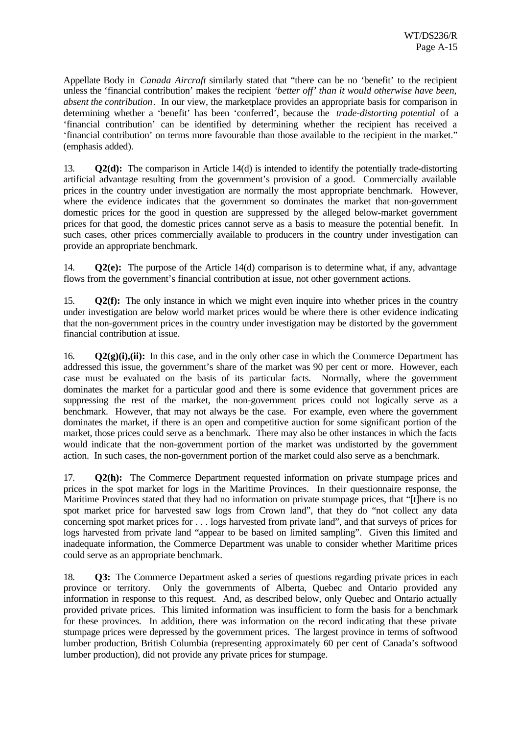Appellate Body in *Canada Aircraft* similarly stated that "there can be no 'benefit' to the recipient unless the 'financial contribution' makes the recipient *'better off' than it would otherwise have been, absent the contribution*. In our view, the marketplace provides an appropriate basis for comparison in determining whether a 'benefit' has been 'conferred', because the *trade-distorting potential* of a 'financial contribution' can be identified by determining whether the recipient has received a 'financial contribution' on terms more favourable than those available to the recipient in the market." (emphasis added).

13. **Q2(d):** The comparison in Article 14(d) is intended to identify the potentially trade-distorting artificial advantage resulting from the government's provision of a good. Commercially available prices in the country under investigation are normally the most appropriate benchmark. However, where the evidence indicates that the government so dominates the market that non-government domestic prices for the good in question are suppressed by the alleged below-market government prices for that good, the domestic prices cannot serve as a basis to measure the potential benefit. In such cases, other prices commercially available to producers in the country under investigation can provide an appropriate benchmark.

14. **Q2(e):** The purpose of the Article 14(d) comparison is to determine what, if any, advantage flows from the government's financial contribution at issue, not other government actions.

15. **Q2(f):** The only instance in which we might even inquire into whether prices in the country under investigation are below world market prices would be where there is other evidence indicating that the non-government prices in the country under investigation may be distorted by the government financial contribution at issue.

16. **Q2(g)(i),(ii):** In this case, and in the only other case in which the Commerce Department has addressed this issue, the government's share of the market was 90 per cent or more. However, each case must be evaluated on the basis of its particular facts. Normally, where the government dominates the market for a particular good and there is some evidence that government prices are suppressing the rest of the market, the non-government prices could not logically serve as a benchmark. However, that may not always be the case. For example, even where the government dominates the market, if there is an open and competitive auction for some significant portion of the market, those prices could serve as a benchmark. There may also be other instances in which the facts would indicate that the non-government portion of the market was undistorted by the government action. In such cases, the non-government portion of the market could also serve as a benchmark.

17. **Q2(h):** The Commerce Department requested information on private stumpage prices and prices in the spot market for logs in the Maritime Provinces. In their questionnaire response, the Maritime Provinces stated that they had no information on private stumpage prices, that "[t]here is no spot market price for harvested saw logs from Crown land", that they do "not collect any data concerning spot market prices for . . . logs harvested from private land", and that surveys of prices for logs harvested from private land "appear to be based on limited sampling". Given this limited and inadequate information, the Commerce Department was unable to consider whether Maritime prices could serve as an appropriate benchmark.

18. **Q3:** The Commerce Department asked a series of questions regarding private prices in each province or territory. Only the governments of Alberta, Quebec and Ontario provided any information in response to this request. And, as described below, only Quebec and Ontario actually provided private prices. This limited information was insufficient to form the basis for a benchmark for these provinces. In addition, there was information on the record indicating that these private stumpage prices were depressed by the government prices. The largest province in terms of softwood lumber production, British Columbia (representing approximately 60 per cent of Canada's softwood lumber production), did not provide any private prices for stumpage.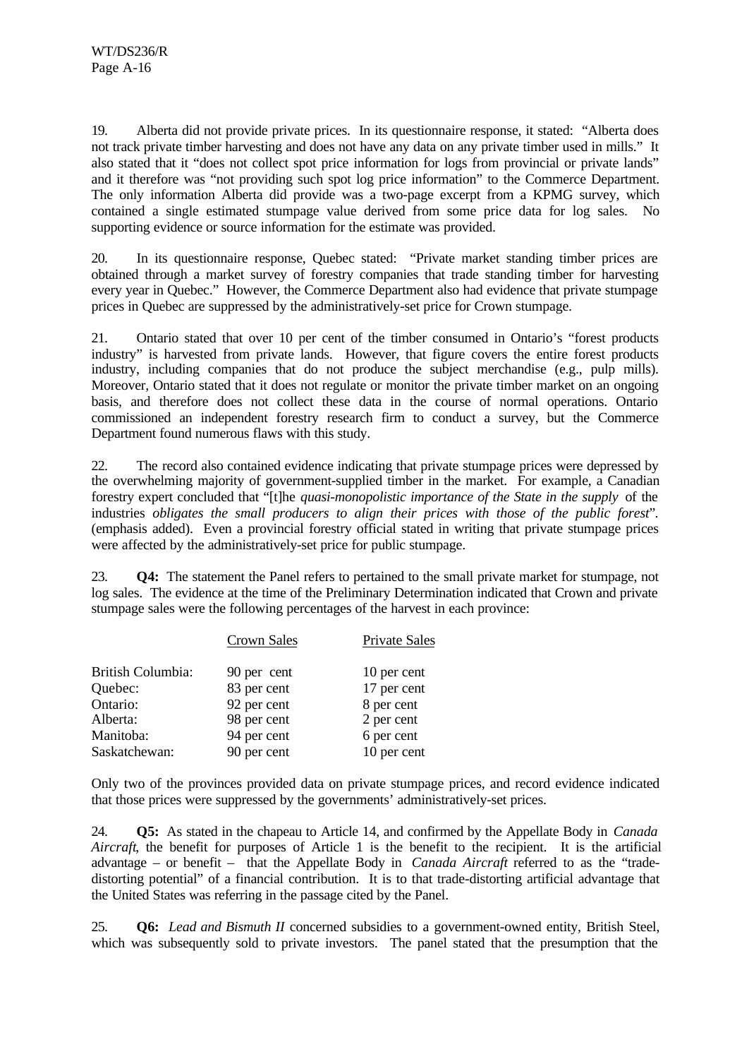19. Alberta did not provide private prices. In its questionnaire response, it stated: "Alberta does not track private timber harvesting and does not have any data on any private timber used in mills." It also stated that it "does not collect spot price information for logs from provincial or private lands" and it therefore was "not providing such spot log price information" to the Commerce Department. The only information Alberta did provide was a two-page excerpt from a KPMG survey, which contained a single estimated stumpage value derived from some price data for log sales. No supporting evidence or source information for the estimate was provided.

20. In its questionnaire response, Quebec stated: "Private market standing timber prices are obtained through a market survey of forestry companies that trade standing timber for harvesting every year in Quebec." However, the Commerce Department also had evidence that private stumpage prices in Quebec are suppressed by the administratively-set price for Crown stumpage.

21. Ontario stated that over 10 per cent of the timber consumed in Ontario's "forest products industry" is harvested from private lands. However, that figure covers the entire forest products industry, including companies that do not produce the subject merchandise (e.g., pulp mills). Moreover, Ontario stated that it does not regulate or monitor the private timber market on an ongoing basis, and therefore does not collect these data in the course of normal operations. Ontario commissioned an independent forestry research firm to conduct a survey, but the Commerce Department found numerous flaws with this study.

22. The record also contained evidence indicating that private stumpage prices were depressed by the overwhelming majority of government-supplied timber in the market. For example, a Canadian forestry expert concluded that "[t]he *quasi-monopolistic importance of the State in the supply* of the industries *obligates the small producers to align their prices with those of the public forest*". (emphasis added). Even a provincial forestry official stated in writing that private stumpage prices were affected by the administratively-set price for public stumpage.

23. **Q4:** The statement the Panel refers to pertained to the small private market for stumpage, not log sales. The evidence at the time of the Preliminary Determination indicated that Crown and private stumpage sales were the following percentages of the harvest in each province:

| | Crown Sales | Private Sales |
|---|---|---|
| British Columbia: | 90 per cent | 10 per cent |
| Quebec: | 83 per cent | 17 per cent |
| Ontario: | 92 per cent | 8 per cent |
| Alberta: | 98 per cent | 2 per cent |
| Manitoba: | 94 per cent | 6 per cent |
| Saskatchewan: | 90 per cent | 10 per cent |

Only two of the provinces provided data on private stumpage prices, and record evidence indicated that those prices were suppressed by the governments' administratively-set prices.

24. **Q5:** As stated in the chapeau to Article 14, and confirmed by the Appellate Body in *Canada Aircraft*, the benefit for purposes of Article 1 is the benefit to the recipient. It is the artificial advantage – or benefit – that the Appellate Body in *Canada Aircraft* referred to as the "trade-distorting potential" of a financial contribution. It is to that trade-distorting artificial advantage that the United States was referring in the passage cited by the Panel.

25. **Q6:** *Lead and Bismuth II* concerned subsidies to a government-owned entity, British Steel, which was subsequently sold to private investors. The panel stated that the presumption that the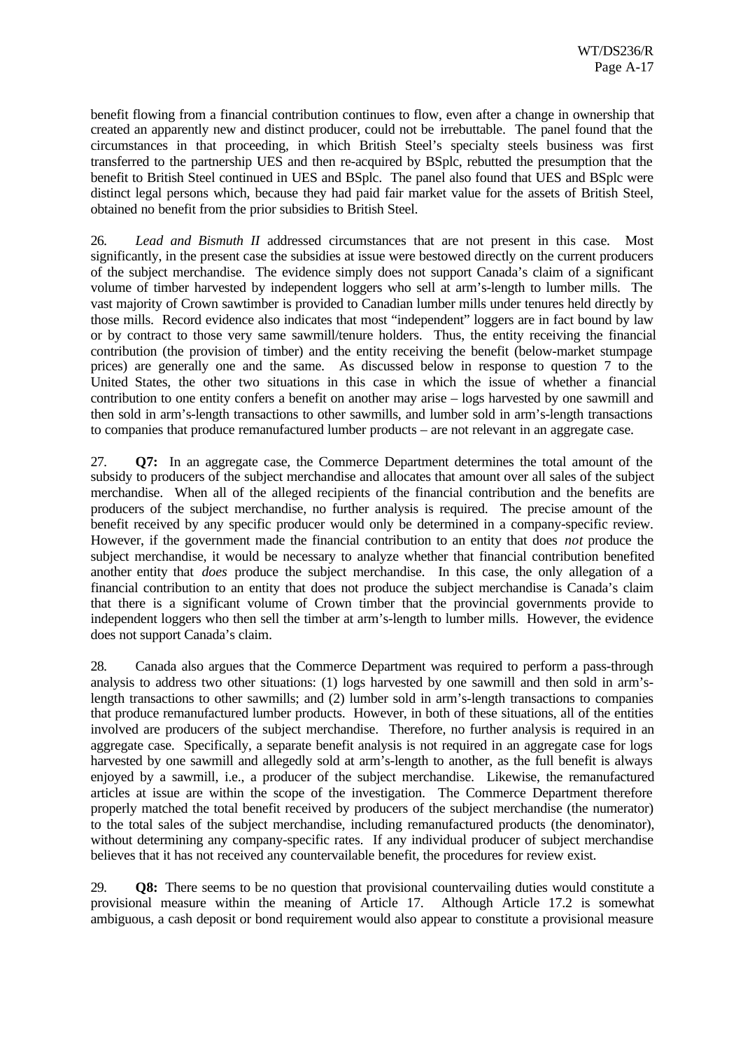benefit flowing from a financial contribution continues to flow, even after a change in ownership that created an apparently new and distinct producer, could not be irrebuttable. The panel found that the circumstances in that proceeding, in which British Steel's specialty steels business was first transferred to the partnership UES and then re-acquired by BSplc, rebutted the presumption that the benefit to British Steel continued in UES and BSplc. The panel also found that UES and BSplc were distinct legal persons which, because they had paid fair market value for the assets of British Steel, obtained no benefit from the prior subsidies to British Steel.

26. *Lead and Bismuth II* addressed circumstances that are not present in this case. Most significantly, in the present case the subsidies at issue were bestowed directly on the current producers of the subject merchandise. The evidence simply does not support Canada's claim of a significant volume of timber harvested by independent loggers who sell at arm's-length to lumber mills. The vast majority of Crown sawtimber is provided to Canadian lumber mills under tenures held directly by those mills. Record evidence also indicates that most "independent" loggers are in fact bound by law or by contract to those very same sawmill/tenure holders. Thus, the entity receiving the financial contribution (the provision of timber) and the entity receiving the benefit (below-market stumpage prices) are generally one and the same. As discussed below in response to question 7 to the United States, the other two situations in this case in which the issue of whether a financial contribution to one entity confers a benefit on another may arise – logs harvested by one sawmill and then sold in arm's-length transactions to other sawmills, and lumber sold in arm's-length transactions to companies that produce remanufactured lumber products – are not relevant in an aggregate case.

27. **Q7:** In an aggregate case, the Commerce Department determines the total amount of the subsidy to producers of the subject merchandise and allocates that amount over all sales of the subject merchandise. When all of the alleged recipients of the financial contribution and the benefits are producers of the subject merchandise, no further analysis is required. The precise amount of the benefit received by any specific producer would only be determined in a company-specific review. However, if the government made the financial contribution to an entity that does *not* produce the subject merchandise, it would be necessary to analyze whether that financial contribution benefited another entity that *does* produce the subject merchandise. In this case, the only allegation of a financial contribution to an entity that does not produce the subject merchandise is Canada's claim that there is a significant volume of Crown timber that the provincial governments provide to independent loggers who then sell the timber at arm's-length to lumber mills. However, the evidence does not support Canada's claim.

28. Canada also argues that the Commerce Department was required to perform a pass-through analysis to address two other situations: (1) logs harvested by one sawmill and then sold in arm's-length transactions to other sawmills; and (2) lumber sold in arm's-length transactions to companies that produce remanufactured lumber products. However, in both of these situations, all of the entities involved are producers of the subject merchandise. Therefore, no further analysis is required in an aggregate case. Specifically, a separate benefit analysis is not required in an aggregate case for logs harvested by one sawmill and allegedly sold at arm's-length to another, as the full benefit is always enjoyed by a sawmill, i.e., a producer of the subject merchandise. Likewise, the remanufactured articles at issue are within the scope of the investigation. The Commerce Department therefore properly matched the total benefit received by producers of the subject merchandise (the numerator) to the total sales of the subject merchandise, including remanufactured products (the denominator), without determining any company-specific rates. If any individual producer of subject merchandise believes that it has not received any countervailable benefit, the procedures for review exist.

29. **Q8:** There seems to be no question that provisional countervailing duties would constitute a provisional measure within the meaning of Article 17. Although Article 17.2 is somewhat ambiguous, a cash deposit or bond requirement would also appear to constitute a provisional measure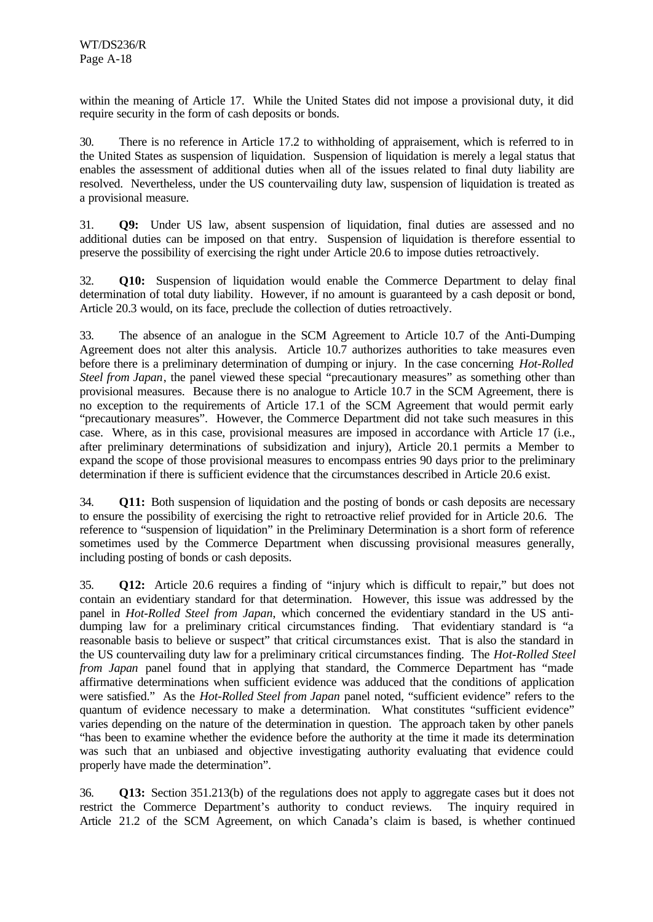within the meaning of Article 17. While the United States did not impose a provisional duty, it did require security in the form of cash deposits or bonds.

30. There is no reference in Article 17.2 to withholding of appraisement, which is referred to in the United States as suspension of liquidation. Suspension of liquidation is merely a legal status that enables the assessment of additional duties when all of the issues related to final duty liability are resolved. Nevertheless, under the US countervailing duty law, suspension of liquidation is treated as a provisional measure.

31. **Q9:** Under US law, absent suspension of liquidation, final duties are assessed and no additional duties can be imposed on that entry. Suspension of liquidation is therefore essential to preserve the possibility of exercising the right under Article 20.6 to impose duties retroactively.

32. **Q10:** Suspension of liquidation would enable the Commerce Department to delay final determination of total duty liability. However, if no amount is guaranteed by a cash deposit or bond, Article 20.3 would, on its face, preclude the collection of duties retroactively.

33. The absence of an analogue in the SCM Agreement to Article 10.7 of the Anti-Dumping Agreement does not alter this analysis. Article 10.7 authorizes authorities to take measures even before there is a preliminary determination of dumping or injury. In the case concerning *Hot-Rolled Steel from Japan*, the panel viewed these special "precautionary measures" as something other than provisional measures. Because there is no analogue to Article 10.7 in the SCM Agreement, there is no exception to the requirements of Article 17.1 of the SCM Agreement that would permit early "precautionary measures". However, the Commerce Department did not take such measures in this case. Where, as in this case, provisional measures are imposed in accordance with Article 17 (i.e., after preliminary determinations of subsidization and injury), Article 20.1 permits a Member to expand the scope of those provisional measures to encompass entries 90 days prior to the preliminary determination if there is sufficient evidence that the circumstances described in Article 20.6 exist.

34. **Q11:** Both suspension of liquidation and the posting of bonds or cash deposits are necessary to ensure the possibility of exercising the right to retroactive relief provided for in Article 20.6. The reference to "suspension of liquidation" in the Preliminary Determination is a short form of reference sometimes used by the Commerce Department when discussing provisional measures generally, including posting of bonds or cash deposits.

35. **Q12:** Article 20.6 requires a finding of "injury which is difficult to repair," but does not contain an evidentiary standard for that determination. However, this issue was addressed by the panel in *Hot-Rolled Steel from Japan*, which concerned the evidentiary standard in the US anti-dumping law for a preliminary critical circumstances finding. That evidentiary standard is "a reasonable basis to believe or suspect" that critical circumstances exist. That is also the standard in the US countervailing duty law for a preliminary critical circumstances finding. The *Hot-Rolled Steel from Japan* panel found that in applying that standard, the Commerce Department has "made affirmative determinations when sufficient evidence was adduced that the conditions of application were satisfied." As the *Hot-Rolled Steel from Japan* panel noted, "sufficient evidence" refers to the quantum of evidence necessary to make a determination. What constitutes "sufficient evidence" varies depending on the nature of the determination in question. The approach taken by other panels "has been to examine whether the evidence before the authority at the time it made its determination was such that an unbiased and objective investigating authority evaluating that evidence could properly have made the determination".

36. **Q13:** Section 351.213(b) of the regulations does not apply to aggregate cases but it does not restrict the Commerce Department's authority to conduct reviews. The inquiry required in Article 21.2 of the SCM Agreement, on which Canada's claim is based, is whether continued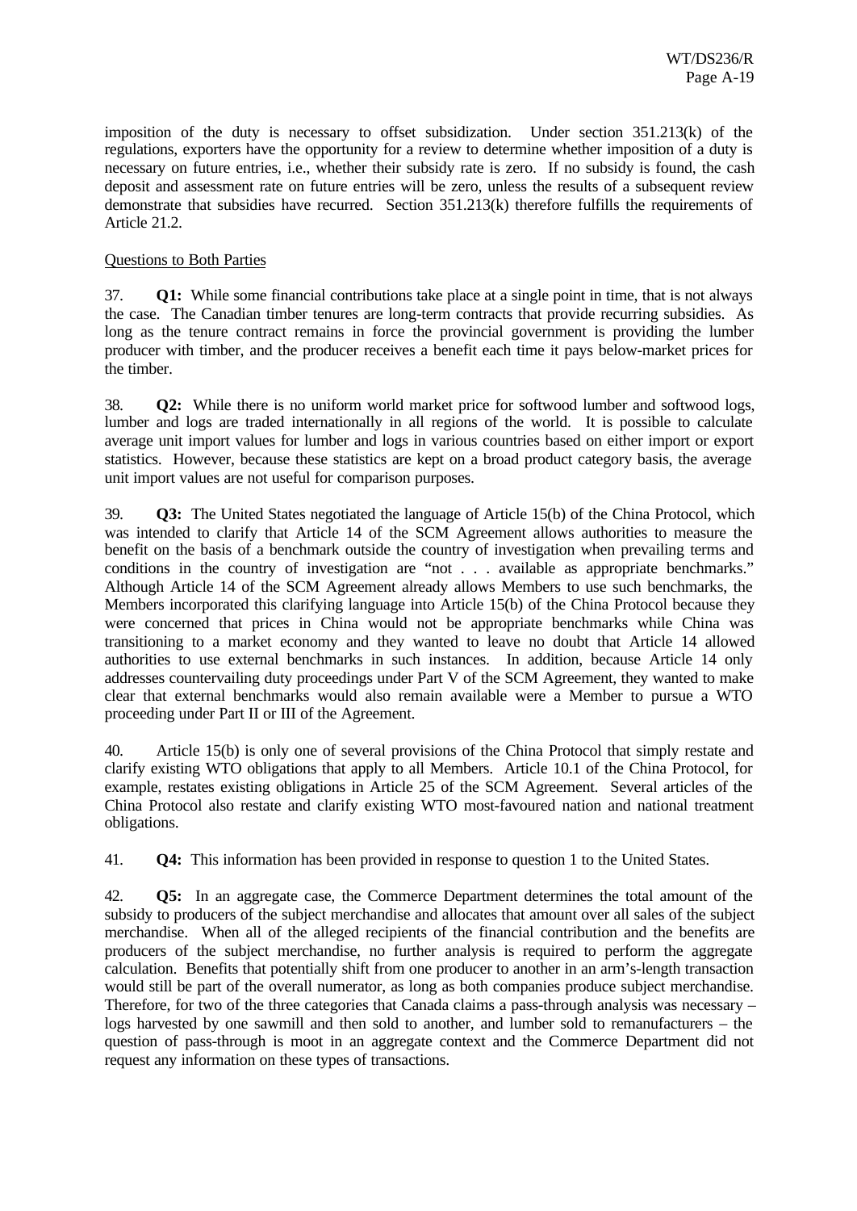imposition of the duty is necessary to offset subsidization. Under section 351.213(k) of the regulations, exporters have the opportunity for a review to determine whether imposition of a duty is necessary on future entries, i.e., whether their subsidy rate is zero. If no subsidy is found, the cash deposit and assessment rate on future entries will be zero, unless the results of a subsequent review demonstrate that subsidies have recurred. Section 351.213(k) therefore fulfills the requirements of Article 21.2.

Questions to Both Parties

37. **Q1:** While some financial contributions take place at a single point in time, that is not always the case. The Canadian timber tenures are long-term contracts that provide recurring subsidies. As long as the tenure contract remains in force the provincial government is providing the lumber producer with timber, and the producer receives a benefit each time it pays below-market prices for the timber.

38. **Q2:** While there is no uniform world market price for softwood lumber and softwood logs, lumber and logs are traded internationally in all regions of the world. It is possible to calculate average unit import values for lumber and logs in various countries based on either import or export statistics. However, because these statistics are kept on a broad product category basis, the average unit import values are not useful for comparison purposes.

39. **Q3:** The United States negotiated the language of Article 15(b) of the China Protocol, which was intended to clarify that Article 14 of the SCM Agreement allows authorities to measure the benefit on the basis of a benchmark outside the country of investigation when prevailing terms and conditions in the country of investigation are "not . . . available as appropriate benchmarks." Although Article 14 of the SCM Agreement already allows Members to use such benchmarks, the Members incorporated this clarifying language into Article 15(b) of the China Protocol because they were concerned that prices in China would not be appropriate benchmarks while China was transitioning to a market economy and they wanted to leave no doubt that Article 14 allowed authorities to use external benchmarks in such instances. In addition, because Article 14 only addresses countervailing duty proceedings under Part V of the SCM Agreement, they wanted to make clear that external benchmarks would also remain available were a Member to pursue a WTO proceeding under Part II or III of the Agreement.

40. Article 15(b) is only one of several provisions of the China Protocol that simply restate and clarify existing WTO obligations that apply to all Members. Article 10.1 of the China Protocol, for example, restates existing obligations in Article 25 of the SCM Agreement. Several articles of the China Protocol also restate and clarify existing WTO most-favoured nation and national treatment obligations.

41. **Q4:** This information has been provided in response to question 1 to the United States.

42. **Q5:** In an aggregate case, the Commerce Department determines the total amount of the subsidy to producers of the subject merchandise and allocates that amount over all sales of the subject merchandise. When all of the alleged recipients of the financial contribution and the benefits are producers of the subject merchandise, no further analysis is required to perform the aggregate calculation. Benefits that potentially shift from one producer to another in an arm's-length transaction would still be part of the overall numerator, as long as both companies produce subject merchandise. Therefore, for two of the three categories that Canada claims a pass-through analysis was necessary – logs harvested by one sawmill and then sold to another, and lumber sold to remanufacturers – the question of pass-through is moot in an aggregate context and the Commerce Department did not request any information on these types of transactions.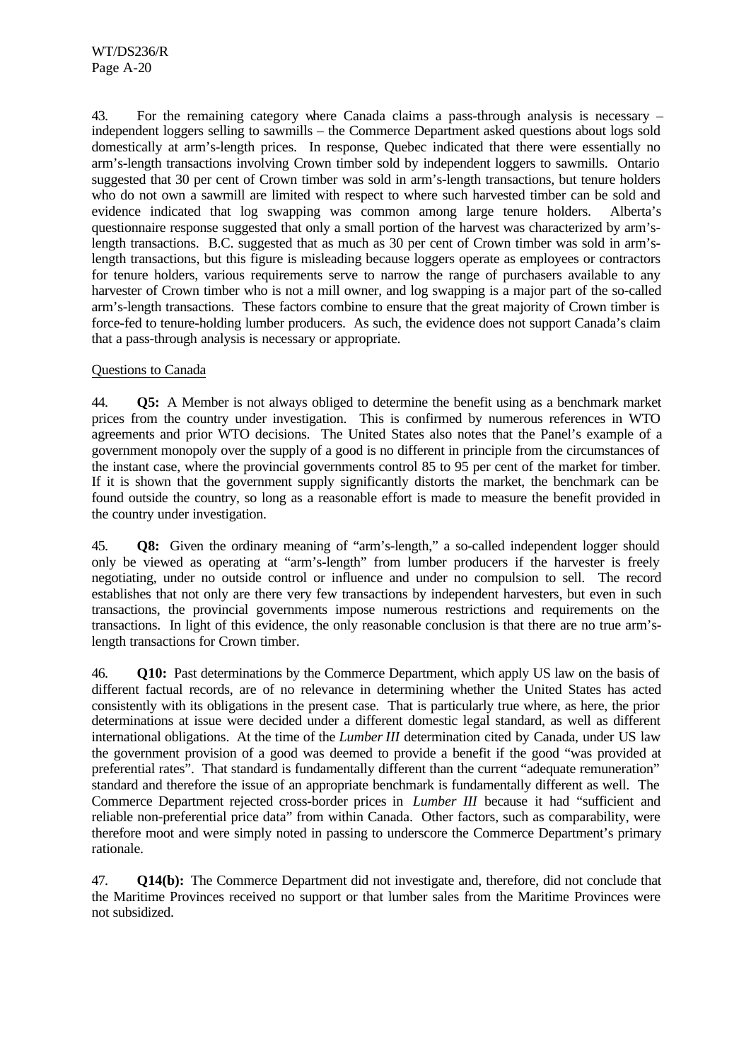43. For the remaining category where Canada claims a pass-through analysis is necessary – independent loggers selling to sawmills – the Commerce Department asked questions about logs sold domestically at arm's-length prices. In response, Quebec indicated that there were essentially no arm's-length transactions involving Crown timber sold by independent loggers to sawmills. Ontario suggested that 30 per cent of Crown timber was sold in arm's-length transactions, but tenure holders who do not own a sawmill are limited with respect to where such harvested timber can be sold and evidence indicated that log swapping was common among large tenure holders. Alberta's questionnaire response suggested that only a small portion of the harvest was characterized by arm's-length transactions. B.C. suggested that as much as 30 per cent of Crown timber was sold in arm's-length transactions, but this figure is misleading because loggers operate as employees or contractors for tenure holders, various requirements serve to narrow the range of purchasers available to any harvester of Crown timber who is not a mill owner, and log swapping is a major part of the so-called arm's-length transactions. These factors combine to ensure that the great majority of Crown timber is force-fed to tenure-holding lumber producers. As such, the evidence does not support Canada's claim that a pass-through analysis is necessary or appropriate.

Questions to Canada

44. **Q5:** A Member is not always obliged to determine the benefit using as a benchmark market prices from the country under investigation. This is confirmed by numerous references in WTO agreements and prior WTO decisions. The United States also notes that the Panel's example of a government monopoly over the supply of a good is no different in principle from the circumstances of the instant case, where the provincial governments control 85 to 95 per cent of the market for timber. If it is shown that the government supply significantly distorts the market, the benchmark can be found outside the country, so long as a reasonable effort is made to measure the benefit provided in the country under investigation.

45. **Q8:** Given the ordinary meaning of "arm's-length," a so-called independent logger should only be viewed as operating at "arm's-length" from lumber producers if the harvester is freely negotiating, under no outside control or influence and under no compulsion to sell. The record establishes that not only are there very few transactions by independent harvesters, but even in such transactions, the provincial governments impose numerous restrictions and requirements on the transactions. In light of this evidence, the only reasonable conclusion is that there are no true arm's-length transactions for Crown timber.

46. **Q10:** Past determinations by the Commerce Department, which apply US law on the basis of different factual records, are of no relevance in determining whether the United States has acted consistently with its obligations in the present case. That is particularly true where, as here, the prior determinations at issue were decided under a different domestic legal standard, as well as different international obligations. At the time of the *Lumber III* determination cited by Canada, under US law the government provision of a good was deemed to provide a benefit if the good "was provided at preferential rates". That standard is fundamentally different than the current "adequate remuneration" standard and therefore the issue of an appropriate benchmark is fundamentally different as well. The Commerce Department rejected cross-border prices in *Lumber III* because it had "sufficient and reliable non-preferential price data" from within Canada. Other factors, such as comparability, were therefore moot and were simply noted in passing to underscore the Commerce Department's primary rationale.

47. **Q14(b):** The Commerce Department did not investigate and, therefore, did not conclude that the Maritime Provinces received no support or that lumber sales from the Maritime Provinces were not subsidized.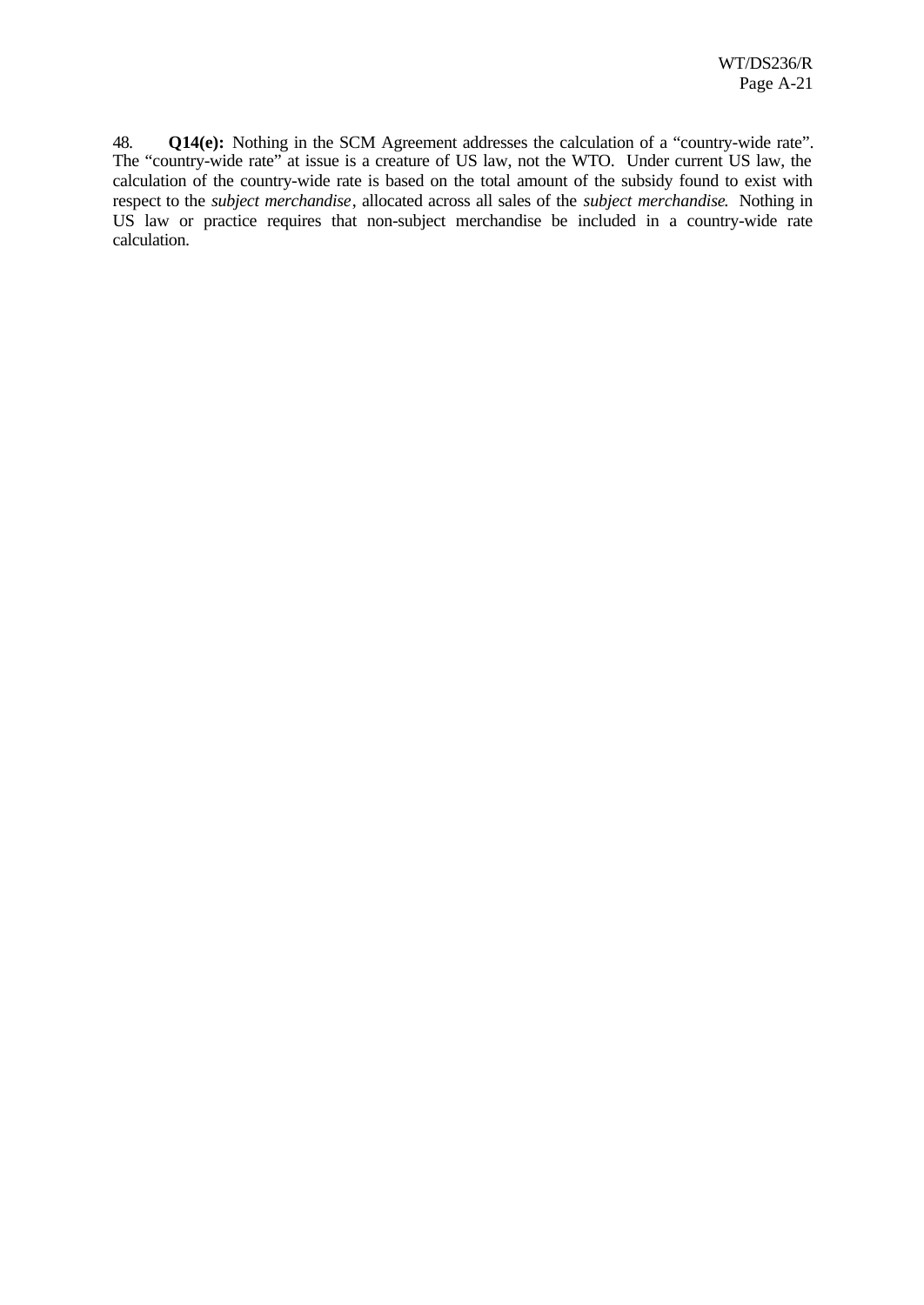48. **Q14(e):** Nothing in the SCM Agreement addresses the calculation of a "country-wide rate". The "country-wide rate" at issue is a creature of US law, not the WTO. Under current US law, the calculation of the country-wide rate is based on the total amount of the subsidy found to exist with respect to the *subject merchandise*, allocated across all sales of the *subject merchandise*. Nothing in US law or practice requires that non-subject merchandise be included in a country-wide rate calculation.